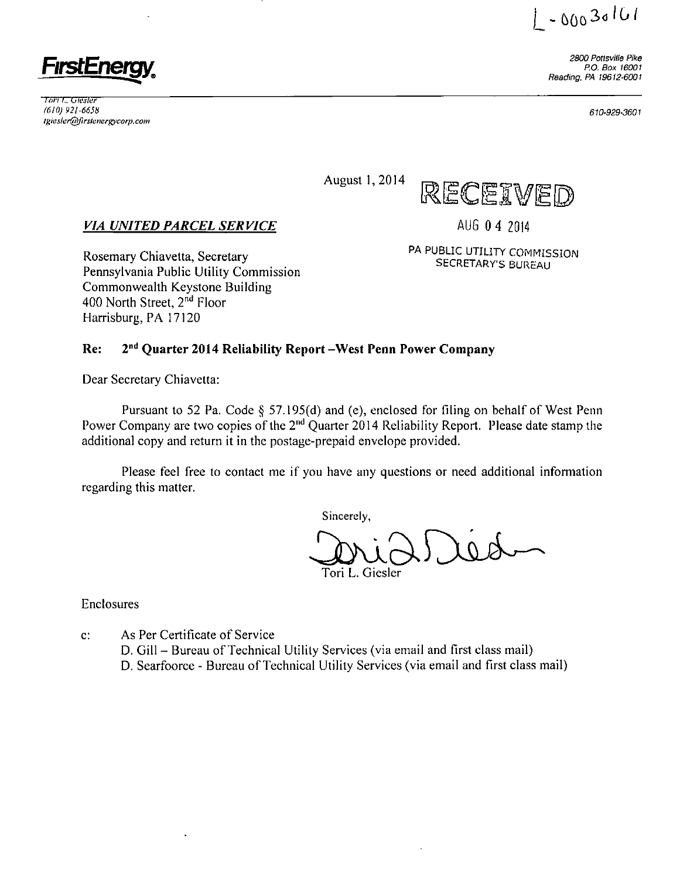L-00030161

FirstEnergy

2800 Pottsville Pike
P.O. Box 16001
Reading, PA 19612-6001

Tori L. Giesler
(610) 921-6658
tgiesler@firstenergycorp.com

610-929-3601

August 1, 2014

RECEIVED

AUG 04 2014

PA PUBLIC UTILITY COMMISSION
SECRETARY'S BUREAU

*VIA UNITED PARCEL SERVICE*

Rosemary Chiavetta, Secretary
Pennsylvania Public Utility Commission
Commonwealth Keystone Building
400 North Street, 2nd Floor
Harrisburg, PA 17120

**Re: 2nd Quarter 2014 Reliability Report –West Penn Power Company**

Dear Secretary Chiavetta:

Pursuant to 52 Pa. Code § 57.195(d) and (e), enclosed for filing on behalf of West Penn Power Company are two copies of the 2nd Quarter 2014 Reliability Report. Please date stamp the additional copy and return it in the postage-prepaid envelope provided.

Please feel free to contact me if you have any questions or need additional information regarding this matter.

Sincerely,

Tori L. Giesler

Enclosures

c: As Per Certificate of Service
D. Gill – Bureau of Technical Utility Services (via email and first class mail)
D. Searfoorce - Bureau of Technical Utility Services (via email and first class mail)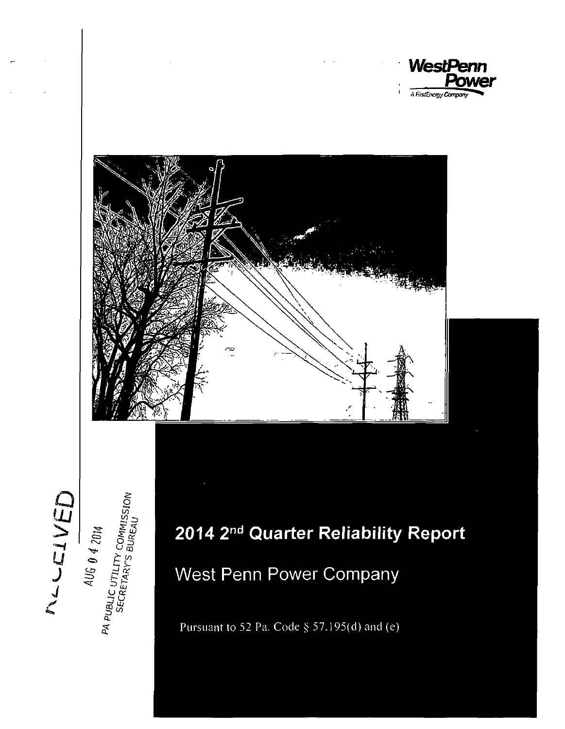WestPenn Power

A FirstEnergy Company

RECEIVED

AUG 04 2014

PA PUBLIC UTILITY COMMISSION SECRETARY'S BUREAU

# 2014 2nd Quarter Reliability Report

## West Penn Power Company

Pursuant to 52 Pa. Code § 57.195(d) and (e)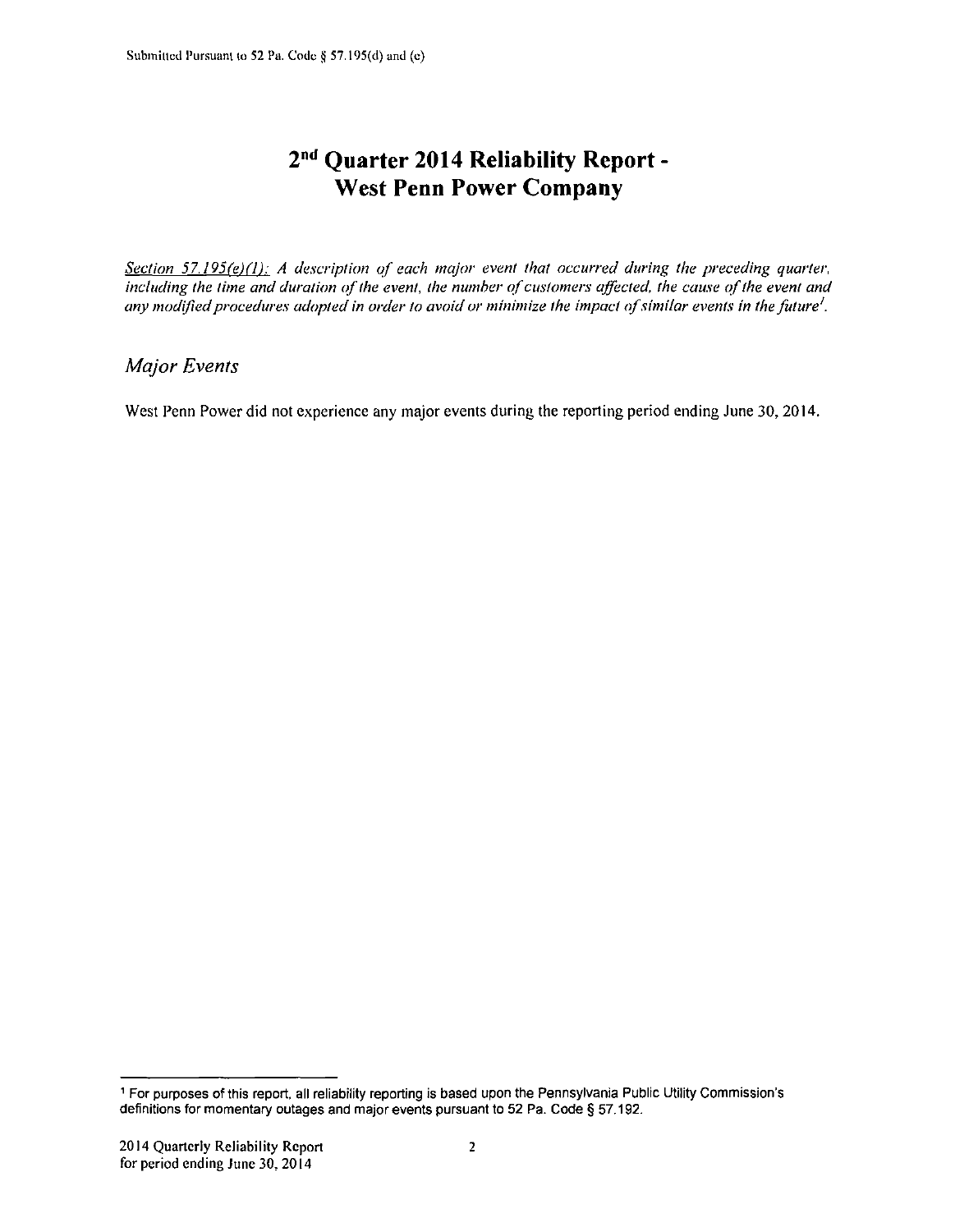# 2[nd] Quarter 2014 Reliability Report - West Penn Power Company

*Section 57.195(e)(1): A description of each major event that occurred during the preceding quarter, including the time and duration of the event, the number of customers affected, the cause of the event and any modified procedures adopted in order to avoid or minimize the impact of similar events in the future*[1].

## *Major Events*

West Penn Power did not experience any major events during the reporting period ending June 30, 2014.

---

[1] For purposes of this report, all reliability reporting is based upon the Pennsylvania Public Utility Commission's definitions for momentary outages and major events pursuant to 52 Pa. Code § 57.192.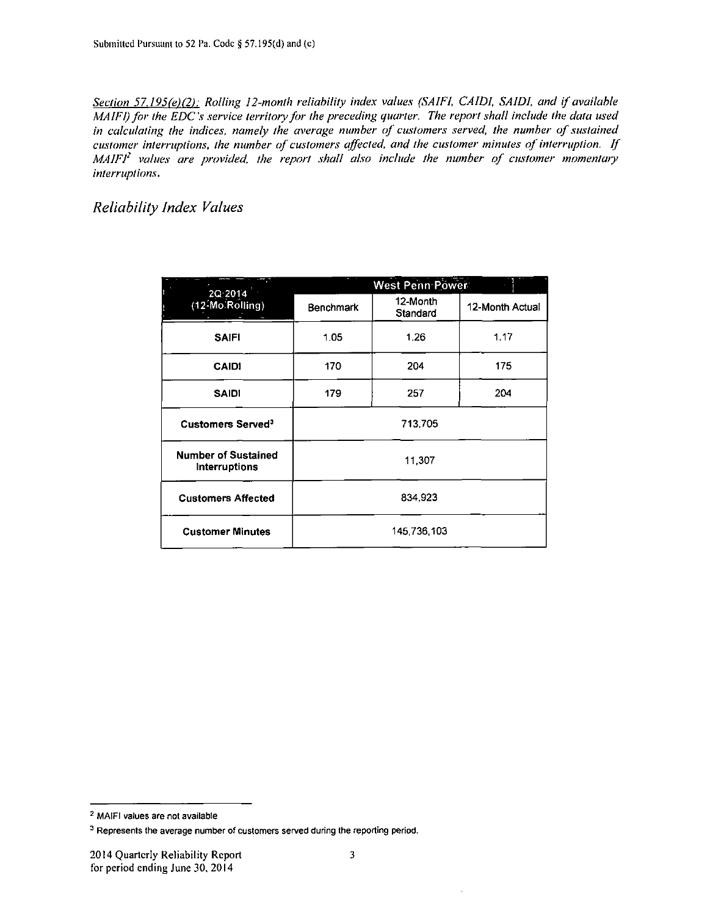Submitted Pursuant to 52 Pa. Code § 57.195(d) and (e)

*Section 57.195(e)(2): Rolling 12-month reliability index values (SAIFI, CAIDI, SAIDI, and if available MAIFI) for the EDC's service territory for the preceding quarter. The report shall include the data used in calculating the indices, namely the average number of customers served, the number of sustained customer interruptions, the number of customers affected, and the customer minutes of interruption. If MAIFI[2] values are provided, the report shall also include the number of customer momentary interruptions.*

## *Reliability Index Values*

| 2Q 2014 (12-Mo Rolling) | West Penn Power | | |
|---|---|---|---|
| | Benchmark | 12-Month Standard | 12-Month Actual |
| **SAIFI** | 1.05 | 1.26 | 1.17 |
| **CAIDI** | 170 | 204 | 175 |
| **SAIDI** | 179 | 257 | 204 |
| **Customers Served[3]** | 713,705 | | |
| **Number of Sustained Interruptions** | 11,307 | | |
| **Customers Affected** | 834,923 | | |
| **Customer Minutes** | 145,736,103 | | |

[2] MAIFI values are not available

[3] Represents the average number of customers served during the reporting period.

2014 Quarterly Reliability Report
for period ending June 30, 2014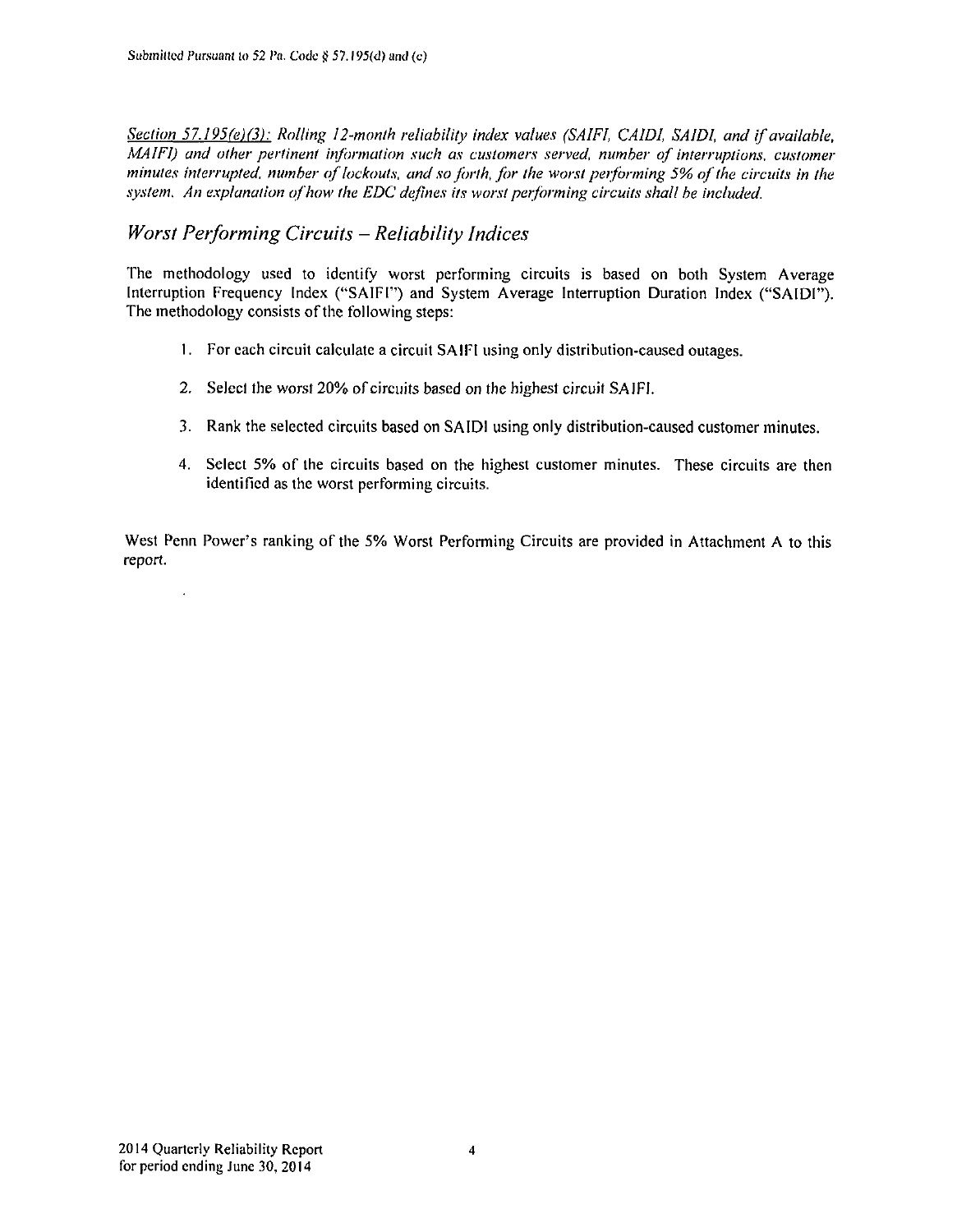*Section 57.195(e)(3): Rolling 12-month reliability index values (SAIFI, CAIDI, SAIDI, and if available, MAIFI) and other pertinent information such as customers served, number of interruptions, customer minutes interrupted, number of lockouts, and so forth, for the worst performing 5% of the circuits in the system. An explanation of how the EDC defines its worst performing circuits shall be included.*

## *Worst Performing Circuits – Reliability Indices*

The methodology used to identify worst performing circuits is based on both System Average Interruption Frequency Index ("SAIFI") and System Average Interruption Duration Index ("SAIDI"). The methodology consists of the following steps:

1. For each circuit calculate a circuit SAIFI using only distribution-caused outages.
2. Select the worst 20% of circuits based on the highest circuit SAIFI.
3. Rank the selected circuits based on SAIDI using only distribution-caused customer minutes.
4. Select 5% of the circuits based on the highest customer minutes. These circuits are then identified as the worst performing circuits.

West Penn Power's ranking of the 5% Worst Performing Circuits are provided in Attachment A to this report.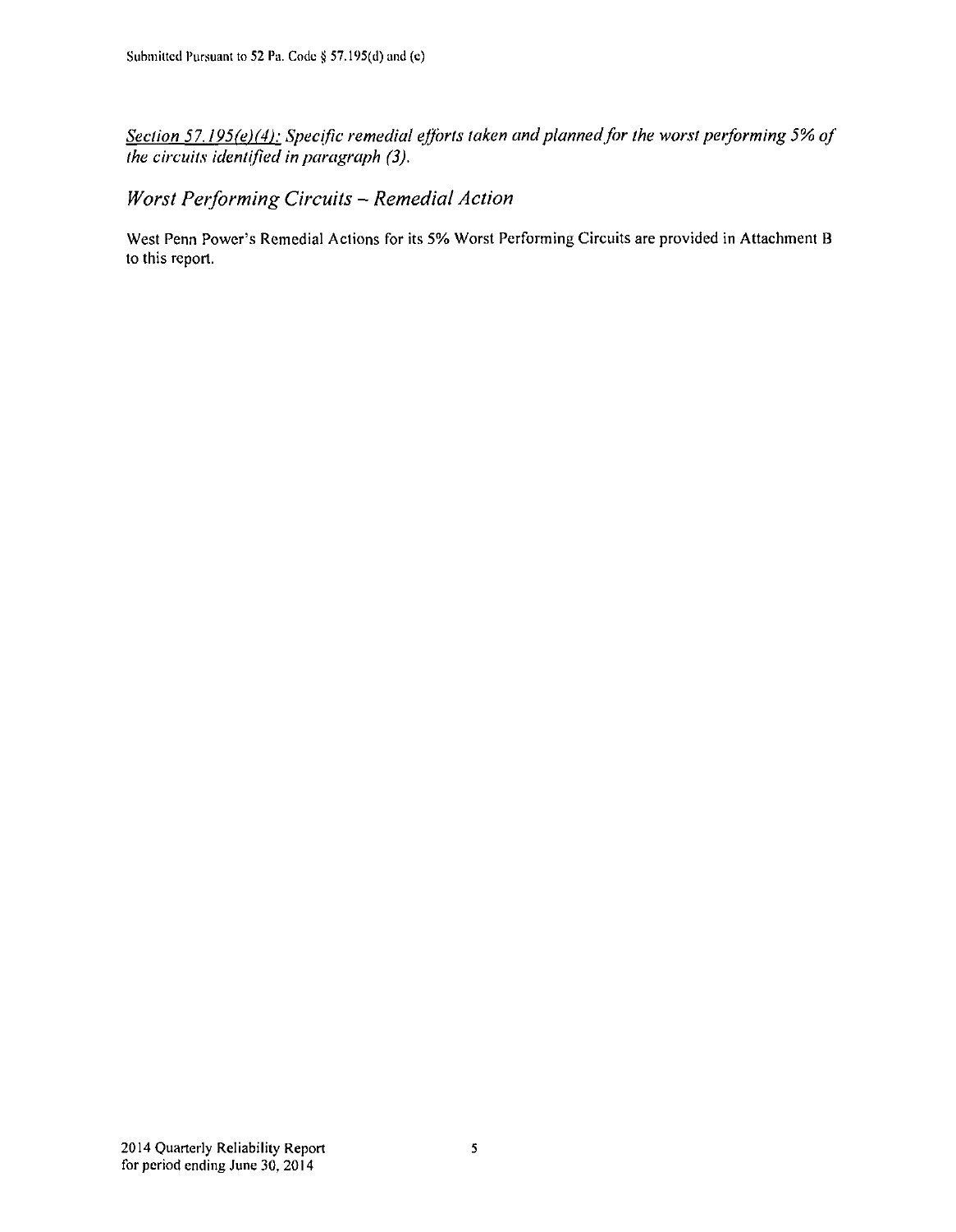*<u>Section 57.195(e)(4):</u> Specific remedial efforts taken and planned for the worst performing 5% of the circuits identified in paragraph (3).*

## *Worst Performing Circuits – Remedial Action*

West Penn Power's Remedial Actions for its 5% Worst Performing Circuits are provided in Attachment B to this report.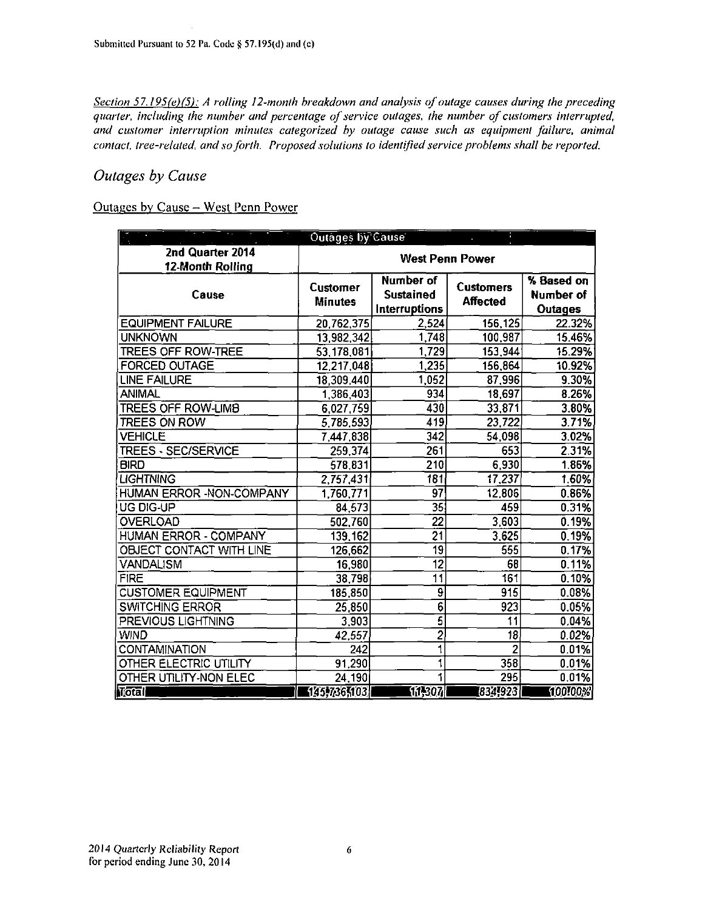Submitted Pursuant to 52 Pa. Code § 57.195(d) and (e)

*Section 57.195(e)(5): A rolling 12-month breakdown and analysis of outage causes during the preceding quarter, including the number and percentage of service outages, the number of customers interrupted, and customer interruption minutes categorized by outage cause such as equipment failure, animal contact, tree-related, and so forth. Proposed solutions to identified service problems shall be reported.*

## *Outages by Cause*

Outages by Cause – West Penn Power

| Outages by Cause | | | | |
|---|---|---|---|---|
| **2nd Quarter 2014 12-Month Rolling** | **West Penn Power** | | | |
| **Cause** | **Customer Minutes** | **Number of Sustained Interruptions** | **Customers Affected** | **% Based on Number of Outages** |
| EQUIPMENT FAILURE | 20,762,375 | 2,524 | 156,125 | 22.32% |
| UNKNOWN | 13,982,342 | 1,748 | 100,987 | 15.46% |
| TREES OFF ROW-TREE | 53,178,081 | 1,729 | 153,944 | 15.29% |
| FORCED OUTAGE | 12,217,048 | 1,235 | 156,864 | 10.92% |
| LINE FAILURE | 18,309,440 | 1,052 | 87,996 | 9.30% |
| ANIMAL | 1,386,403 | 934 | 18,697 | 8.26% |
| TREES OFF ROW-LIMB | 6,027,759 | 430 | 33,871 | 3.80% |
| TREES ON ROW | 5,785,593 | 419 | 23,722 | 3.71% |
| VEHICLE | 7,447,838 | 342 | 54,098 | 3.02% |
| TREES - SEC/SERVICE | 259,374 | 261 | 653 | 2.31% |
| BIRD | 578,831 | 210 | 6,930 | 1.86% |
| LIGHTNING | 2,757,431 | 181 | 17,237 | 1.60% |
| HUMAN ERROR -NON-COMPANY | 1,760,771 | 97 | 12,806 | 0.86% |
| UG DIG-UP | 84,573 | 35 | 459 | 0.31% |
| OVERLOAD | 502,760 | 22 | 3,603 | 0.19% |
| HUMAN ERROR - COMPANY | 139,162 | 21 | 3,625 | 0.19% |
| OBJECT CONTACT WITH LINE | 126,662 | 19 | 555 | 0.17% |
| VANDALISM | 16,980 | 12 | 68 | 0.11% |
| FIRE | 38,798 | 11 | 161 | 0.10% |
| CUSTOMER EQUIPMENT | 185,850 | 9 | 915 | 0.08% |
| SWITCHING ERROR | 25,850 | 6 | 923 | 0.05% |
| PREVIOUS LIGHTNING | 3,903 | 5 | 11 | 0.04% |
| WIND | 42,557 | 2 | 18 | 0.02% |
| CONTAMINATION | 242 | 1 | 2 | 0.01% |
| OTHER ELECTRIC UTILITY | 91,290 | 1 | 358 | 0.01% |
| OTHER UTILITY-NON ELEC | 24,190 | 1 | 295 | 0.01% |
| **Total** | **145,736,103** | **11,307** | **834,923** | **100.00%** |

2014 Quarterly Reliability Report
for period ending June 30, 2014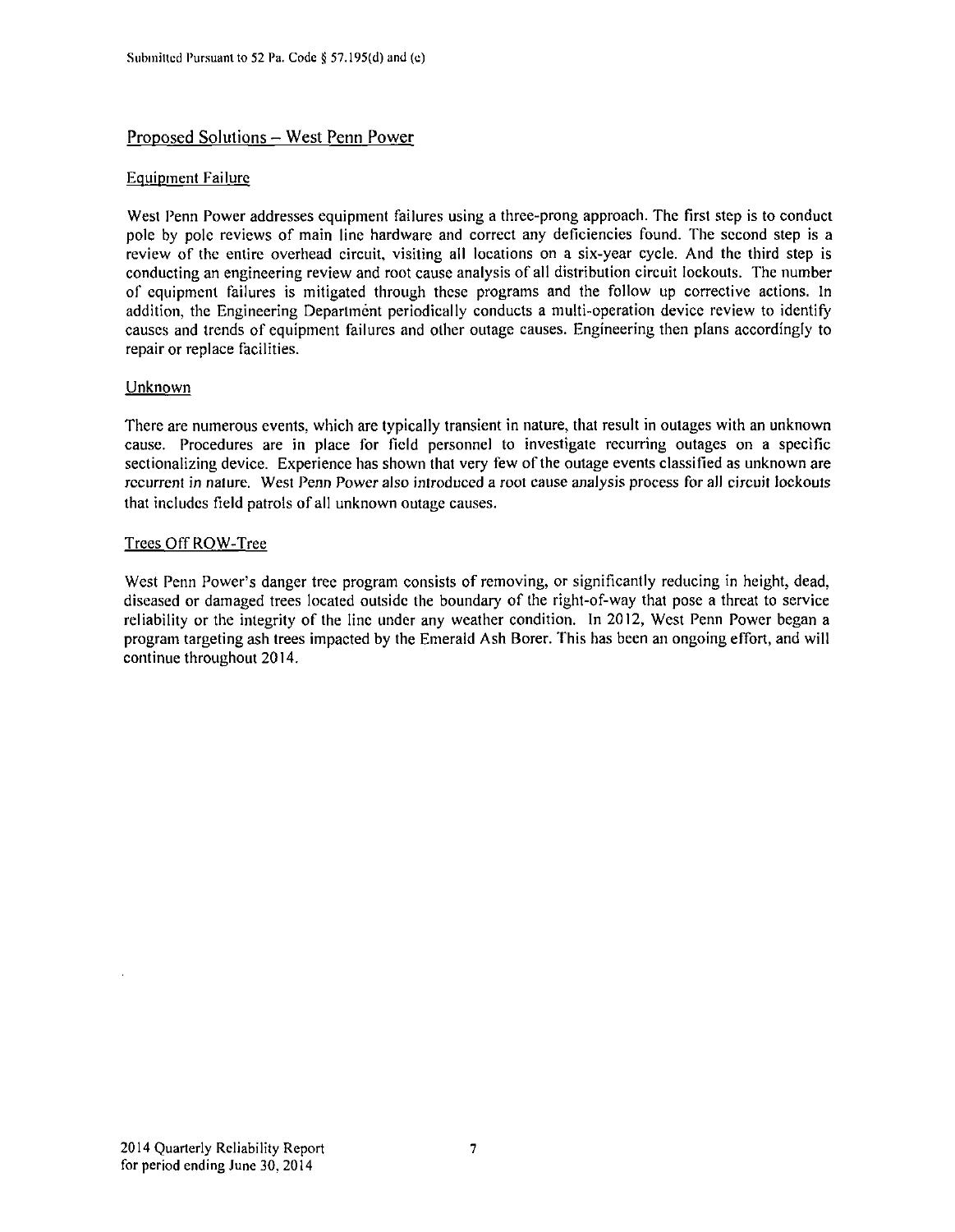## Proposed Solutions – West Penn Power

### Equipment Failure

West Penn Power addresses equipment failures using a three-prong approach. The first step is to conduct pole by pole reviews of main line hardware and correct any deficiencies found. The second step is a review of the entire overhead circuit, visiting all locations on a six-year cycle. And the third step is conducting an engineering review and root cause analysis of all distribution circuit lockouts. The number of equipment failures is mitigated through these programs and the follow up corrective actions. In addition, the Engineering Department periodically conducts a multi-operation device review to identify causes and trends of equipment failures and other outage causes. Engineering then plans accordingly to repair or replace facilities.

### Unknown

There are numerous events, which are typically transient in nature, that result in outages with an unknown cause. Procedures are in place for field personnel to investigate recurring outages on a specific sectionalizing device. Experience has shown that very few of the outage events classified as unknown are recurrent in nature. West Penn Power also introduced a root cause analysis process for all circuit lockouts that includes field patrols of all unknown outage causes.

### Trees Off ROW-Tree

West Penn Power's danger tree program consists of removing, or significantly reducing in height, dead, diseased or damaged trees located outside the boundary of the right-of-way that pose a threat to service reliability or the integrity of the line under any weather condition. In 2012, West Penn Power began a program targeting ash trees impacted by the Emerald Ash Borer. This has been an ongoing effort, and will continue throughout 2014.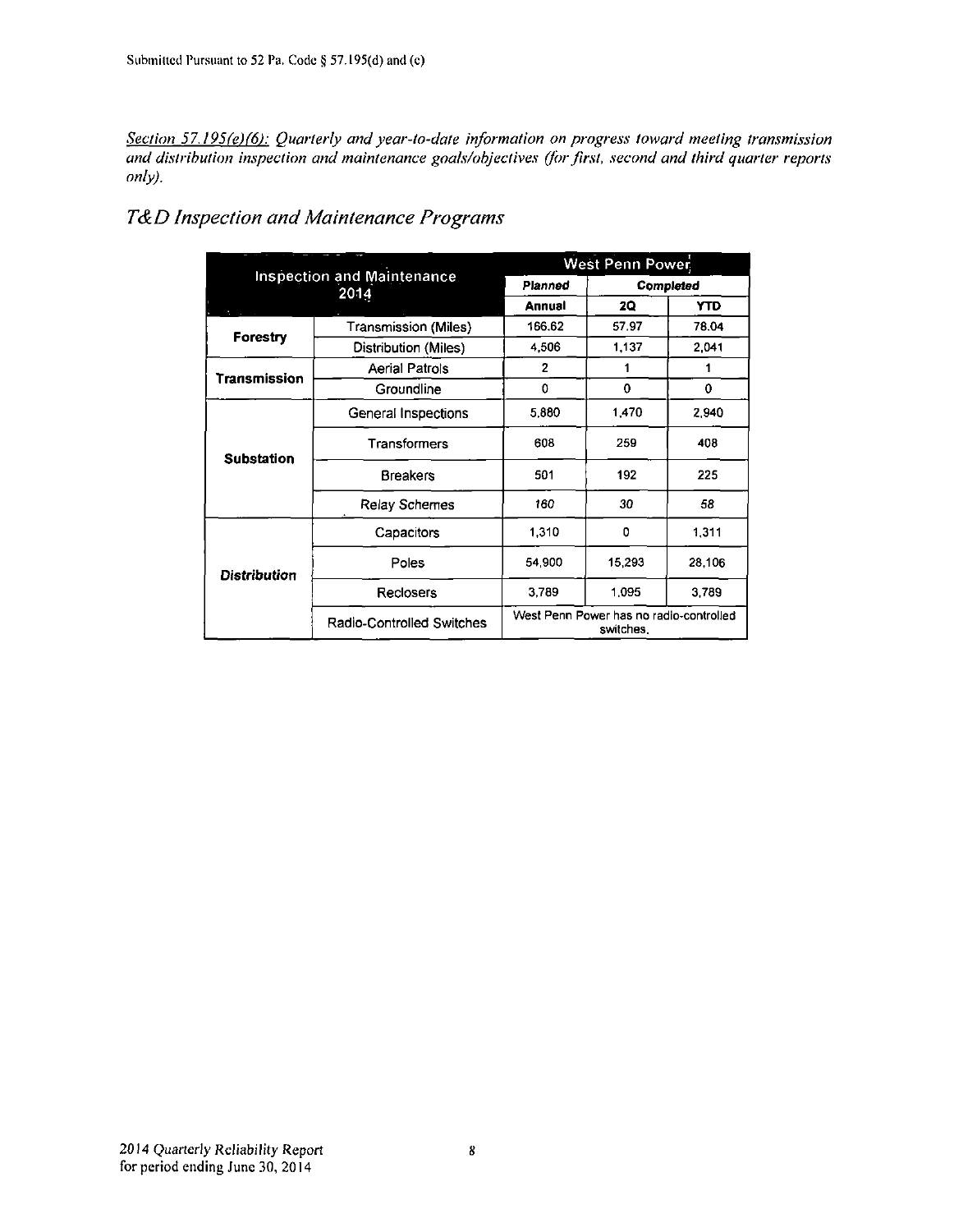Submitted Pursuant to 52 Pa. Code § 57.195(d) and (e)

*Section 57.195(e)(6): Quarterly and year-to-date information on progress toward meeting transmission and distribution inspection and maintenance goals/objectives (for first, second and third quarter reports only).*

## *T&D Inspection and Maintenance Programs*

| Inspection and Maintenance 2014 | | West Penn Power | | |
|---|---|---|---|---|
| | | **Planned** | **Completed** | |
| | | **Annual** | **2Q** | **YTD** |
| **Forestry** | Transmission (Miles) | 166.62 | 57.97 | 78.04 |
| | Distribution (Miles) | 4,506 | 1,137 | 2,041 |
| **Transmission** | Aerial Patrols | 2 | 1 | 1 |
| | Groundline | 0 | 0 | 0 |
| **Substation** | General Inspections | 5,880 | 1,470 | 2,940 |
| | Transformers | 608 | 259 | 408 |
| | Breakers | 501 | 192 | 225 |
| | Relay Schemes | 160 | 30 | 58 |
| **Distribution** | Capacitors | 1,310 | 0 | 1,311 |
| | Poles | 54,900 | 15,293 | 28,106 |
| | Reclosers | 3,789 | 1,095 | 3,789 |
| | Radio-Controlled Switches | West Penn Power has no radio-controlled switches. | | |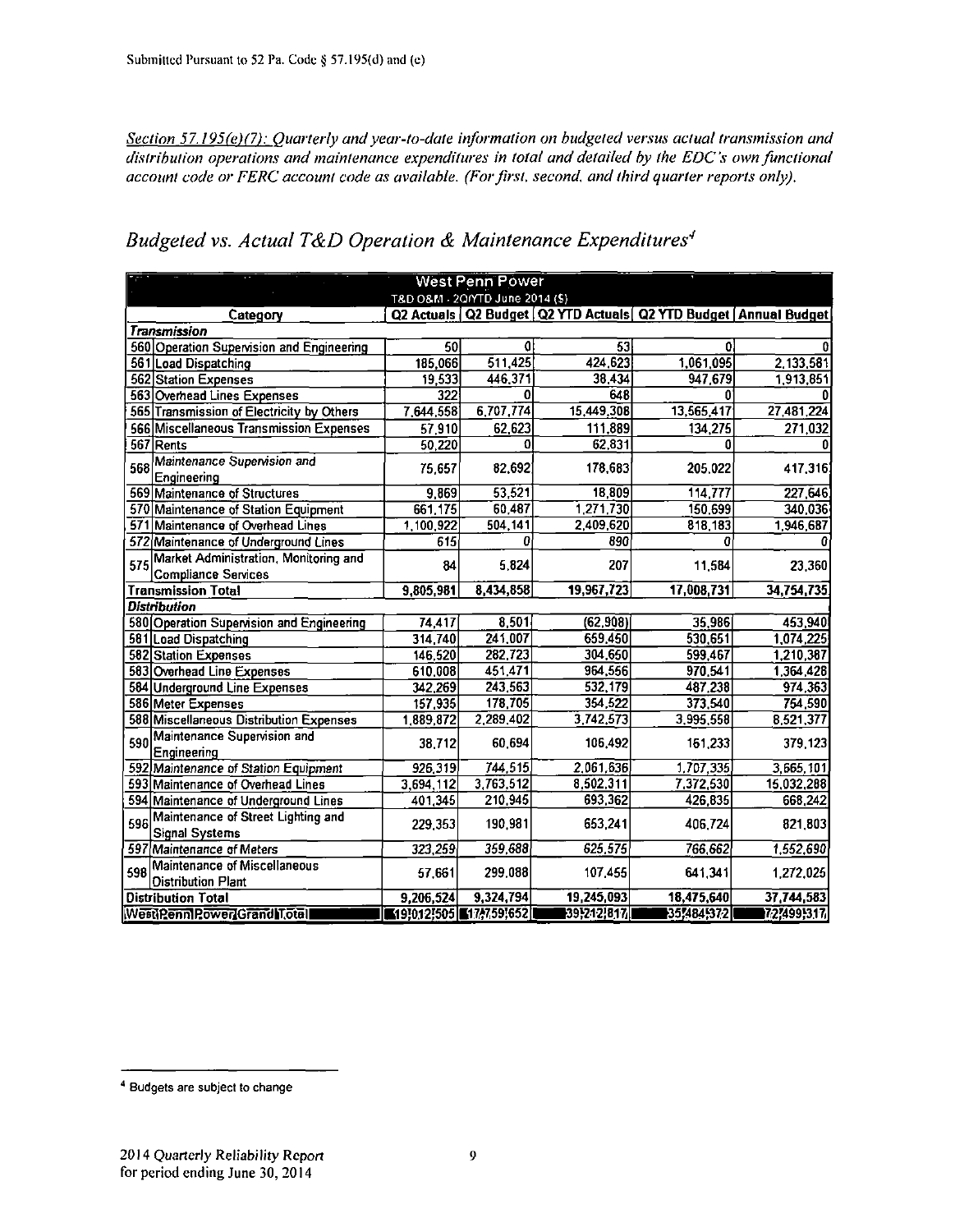Submitted Pursuant to 52 Pa. Code § 57.195(d) and (e)

*Section 57.195(e)(7): Quarterly and year-to-date information on budgeted versus actual transmission and distribution operations and maintenance expenditures in total and detailed by the EDC's own functional account code or FERC account code as available. (For first, second, and third quarter reports only).*

## *Budgeted vs. Actual T&D Operation & Maintenance Expenditures*[4]

| West Penn Power T&D O&M - 2Q/YTD June 2014 ($) | | | | | | |
|---|---|---|---|---|---|---|
| | Category | Q2 Actuals | Q2 Budget | Q2 YTD Actuals | Q2 YTD Budget | Annual Budget |
| **Transmission** | | | | | | |
| 560 | Operation Supervision and Engineering | 50 | 0 | 53 | 0 | 0 |
| 561 | Load Dispatching | 185,066 | 511,425 | 424,623 | 1,061,095 | 2,133,581 |
| 562 | Station Expenses | 19,533 | 446,371 | 38,434 | 947,679 | 1,913,851 |
| 563 | Overhead Lines Expenses | 322 | 0 | 648 | 0 | 0 |
| 565 | Transmission of Electricity by Others | 7,644,558 | 6,707,774 | 15,449,308 | 13,565,417 | 27,481,224 |
| 566 | Miscellaneous Transmission Expenses | 57,910 | 62,623 | 111,889 | 134,275 | 271,032 |
| 567 | Rents | 50,220 | 0 | 62,831 | 0 | 0 |
| 568 | Maintenance Supervision and Engineering | 75,657 | 82,692 | 178,683 | 205,022 | 417,316 |
| 569 | Maintenance of Structures | 9,869 | 53,521 | 18,809 | 114,777 | 227,646 |
| 570 | Maintenance of Station Equipment | 661,175 | 60,487 | 1,271,730 | 150,699 | 340,036 |
| 571 | Maintenance of Overhead Lines | 1,100,922 | 504,141 | 2,409,620 | 818,183 | 1,946,687 |
| 572 | Maintenance of Underground Lines | 615 | 0 | 890 | 0 | 0 |
| 575 | Market Administration, Monitoring and Compliance Services | 84 | 5,824 | 207 | 11,584 | 23,360 |
| **Transmission Total** | | 9,805,981 | 8,434,858 | 19,967,723 | 17,008,731 | 34,754,735 |
| **Distribution** | | | | | | |
| 580 | Operation Supervision and Engineering | 74,417 | 8,501 | (62,908) | 35,986 | 453,940 |
| 581 | Load Dispatching | 314,740 | 241,007 | 659,450 | 530,651 | 1,074,225 |
| 582 | Station Expenses | 146,520 | 282,723 | 304,650 | 599,467 | 1,210,387 |
| 583 | Overhead Line Expenses | 610,008 | 451,471 | 964,556 | 970,541 | 1,364,428 |
| 584 | Underground Line Expenses | 342,269 | 243,563 | 532,179 | 487,238 | 974,363 |
| 586 | Meter Expenses | 157,935 | 178,705 | 354,522 | 373,540 | 754,590 |
| 588 | Miscellaneous Distribution Expenses | 1,889,872 | 2,289,402 | 3,742,573 | 3,995,558 | 8,521,377 |
| 590 | Maintenance Supervision and Engineering | 38,712 | 60,694 | 106,492 | 161,233 | 379,123 |
| 592 | Maintenance of Station Equipment | 926,319 | 744,515 | 2,061,636 | 1,707,335 | 3,665,101 |
| 593 | Maintenance of Overhead Lines | 3,694,112 | 3,763,512 | 8,502,311 | 7,372,530 | 15,032,288 |
| 594 | Maintenance of Underground Lines | 401,345 | 210,945 | 693,362 | 426,835 | 668,242 |
| 596 | Maintenance of Street Lighting and Signal Systems | 229,353 | 190,981 | 653,241 | 406,724 | 821,803 |
| 597 | Maintenance of Meters | 323,259 | 359,688 | 625,575 | 766,662 | 1,552,690 |
| 598 | Maintenance of Miscellaneous Distribution Plant | 57,661 | 299,088 | 107,455 | 641,341 | 1,272,025 |
| **Distribution Total** | | 9,206,524 | 9,324,794 | 19,245,093 | 18,475,640 | 37,744,583 |
| **West Penn Power Grand Total** | | 19,012,505 | 17,759,652 | 39,212,817 | 35,484,372 | 72,499,317 |

---

[4] Budgets are subject to change

2014 Quarterly Reliability Report
for period ending June 30, 2014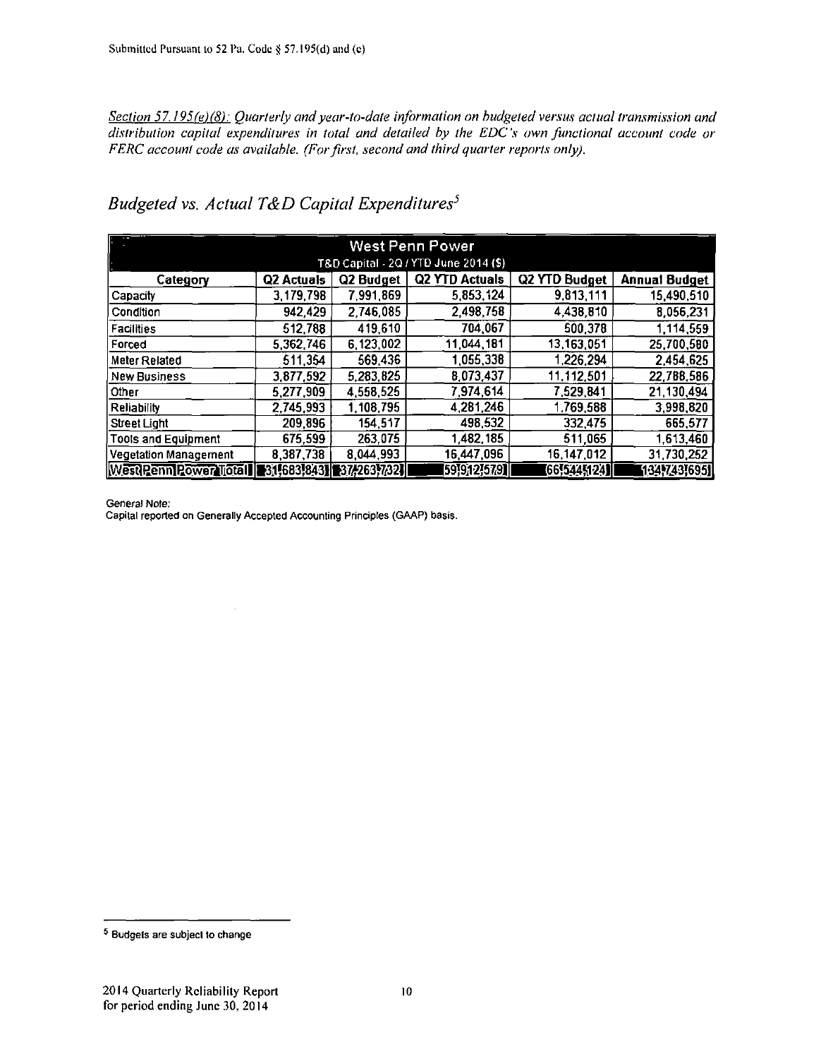Submitted Pursuant to 52 Pa. Code § 57.195(d) and (e)

*Section 57.195(e)(8): Quarterly and year-to-date information on budgeted versus actual transmission and distribution capital expenditures in total and detailed by the EDC's own functional account code or FERC account code as available. (For first, second and third quarter reports only).*

## *Budgeted vs. Actual T&D Capital Expenditures*[5]

| West Penn Power<br>T&D Capital - 2Q / YTD June 2014 ($) | | | | | |
|---|---|---|---|---|---|
| **Category** | **Q2 Actuals** | **Q2 Budget** | **Q2 YTD Actuals** | **Q2 YTD Budget** | **Annual Budget** |
| Capacity | 3,179,798 | 7,991,869 | 5,853,124 | 9,813,111 | 15,490,510 |
| Condition | 942,429 | 2,746,085 | 2,498,758 | 4,438,810 | 8,056,231 |
| Facilities | 512,788 | 419,610 | 704,067 | 500,378 | 1,114,559 |
| Forced | 5,362,746 | 6,123,002 | 11,044,181 | 13,163,051 | 25,700,580 |
| Meter Related | 511,354 | 569,436 | 1,055,338 | 1,226,294 | 2,454,625 |
| New Business | 3,877,592 | 5,283,825 | 8,073,437 | 11,112,501 | 22,788,586 |
| Other | 5,277,909 | 4,558,525 | 7,974,614 | 7,529,841 | 21,130,494 |
| Reliability | 2,745,993 | 1,108,795 | 4,281,246 | 1,769,588 | 3,998,820 |
| Street Light | 209,896 | 154,517 | 498,532 | 332,475 | 665,577 |
| Tools and Equipment | 675,599 | 263,075 | 1,482,185 | 511,065 | 1,613,460 |
| Vegetation Management | 8,387,738 | 8,044,993 | 16,447,096 | 16,147,012 | 31,730,252 |
| **West Penn Power Total** | **31,683,843** | **37,263,732** | **59,912,579** | **66,544,124** | **134,743,695** |

General Note:
Capital reported on Generally Accepted Accounting Principles (GAAP) basis.

[5] Budgets are subject to change

2014 Quarterly Reliability Report
for period ending June 30, 2014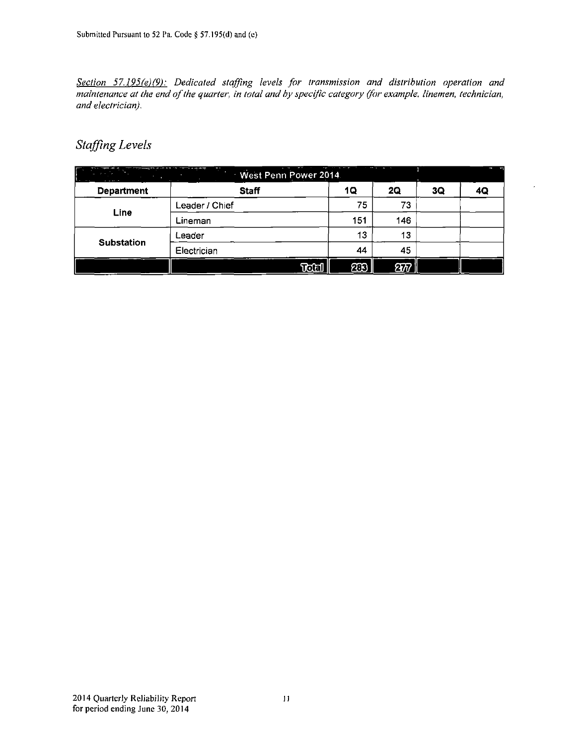*Section 57.195(e)(9): Dedicated staffing levels for transmission and distribution operation and maintenance at the end of the quarter, in total and by specific category (for example, linemen, technician, and electrician).*

## *Staffing Levels*

| West Penn Power 2014 | | | | | |
|---|---|---|---|---|---|
| **Department** | **Staff** | **1Q** | **2Q** | **3Q** | **4Q** |
| **Line** | Leader / Chief | 75 | 73 | | |
| | Lineman | 151 | 146 | | |
| **Substation** | Leader | 13 | 13 | | |
| | Electrician | 44 | 45 | | |
| | **Total** | **283** | **277** | | |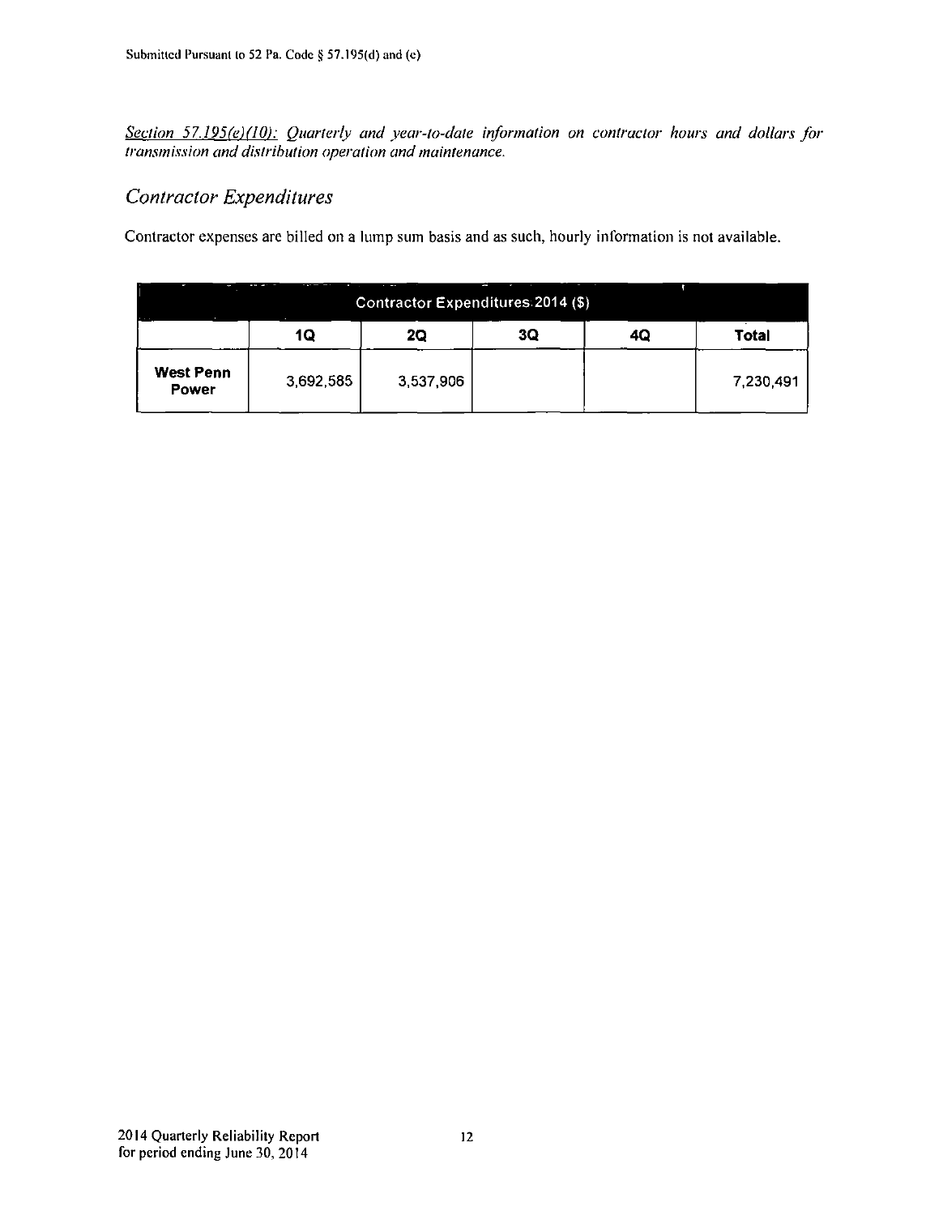*Section 57.195(e)(10): Quarterly and year-to-date information on contractor hours and dollars for transmission and distribution operation and maintenance.*

## *Contractor Expenditures*

Contractor expenses are billed on a lump sum basis and as such, hourly information is not available.

| Contractor Expenditures 2014 ($) | | | | | |
|---|---|---|---|---|---|
| | 1Q | 2Q | 3Q | 4Q | Total |
| **West Penn Power** | 3,692,585 | 3,537,906 | | | 7,230,491 |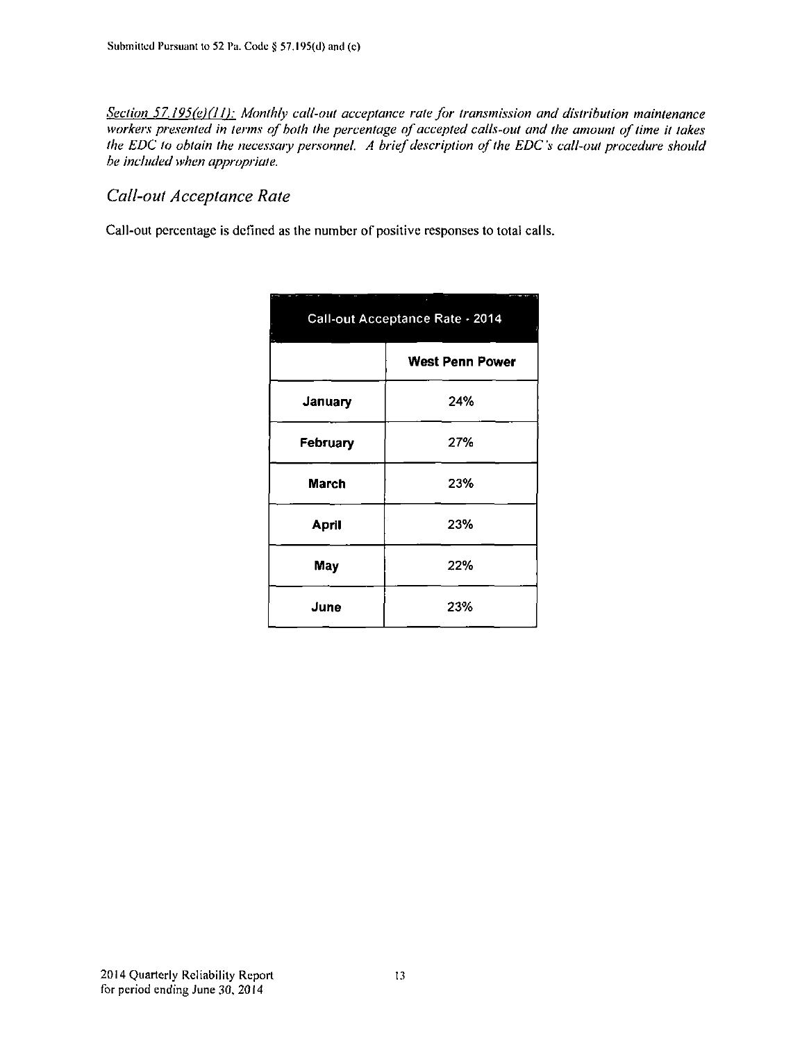Submitted Pursuant to 52 Pa. Code § 57.195(d) and (e)

*<u>Section 57.195(e)(11):</u> Monthly call-out acceptance rate for transmission and distribution maintenance workers presented in terms of both the percentage of accepted calls-out and the amount of time it takes the EDC to obtain the necessary personnel. A brief description of the EDC's call-out procedure should be included when appropriate.*

## *Call-out Acceptance Rate*

Call-out percentage is defined as the number of positive responses to total calls.

| Call-out Acceptance Rate - 2014 | |
|---|---|
| | **West Penn Power** |
| **January** | 24% |
| **February** | 27% |
| **March** | 23% |
| **April** | 23% |
| **May** | 22% |
| **June** | 23% |

2014 Quarterly Reliability Report
for period ending June 30, 2014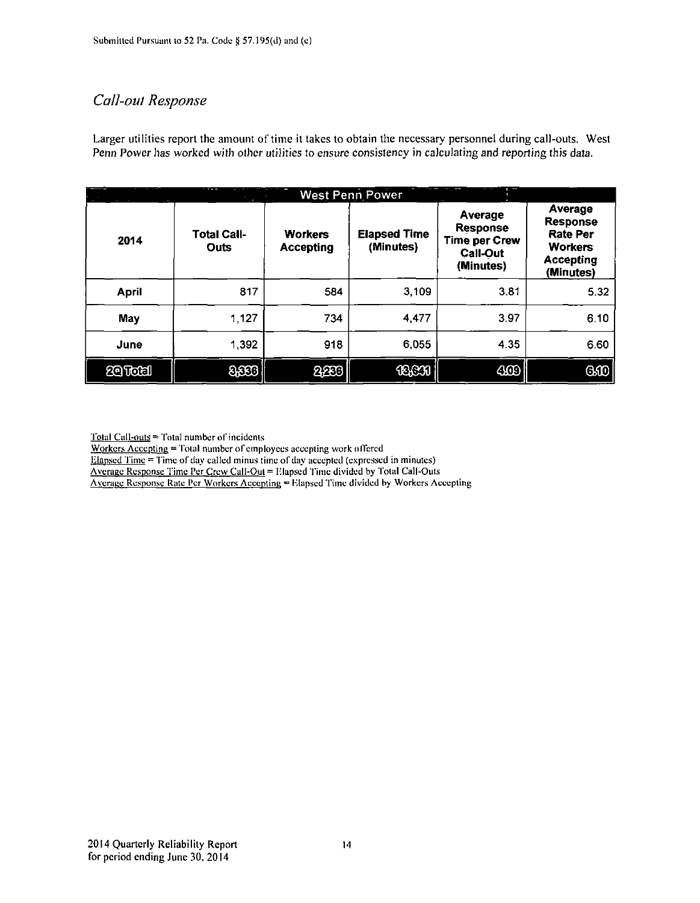## *Call-out Response*

Larger utilities report the amount of time it takes to obtain the necessary personnel during call-outs. West Penn Power has worked with other utilities to ensure consistency in calculating and reporting this data.

| West Penn Power | | | | | |
|---|---|---|---|---|---|
| **2014** | **Total Call-Outs** | **Workers Accepting** | **Elapsed Time (Minutes)** | **Average Response Time per Crew Call-Out (Minutes)** | **Average Response Rate Per Workers Accepting (Minutes)** |
| **April** | 817 | 584 | 3,109 | 3.81 | 5.32 |
| **May** | 1,127 | 734 | 4,477 | 3.97 | 6.10 |
| **June** | 1,392 | 918 | 6,055 | 4.35 | 6.60 |
| **2Q Total** | **3,336** | **2,236** | **13,641** | **4.09** | **6.10** |

Total Call-outs = Total number of incidents

Workers Accepting = Total number of employees accepting work offered

Elapsed Time = Time of day called minus time of day accepted (expressed in minutes)

Average Response Time Per Crew Call-Out = Elapsed Time divided by Total Call-Outs

Average Response Rate Per Workers Accepting = Elapsed Time divided by Workers Accepting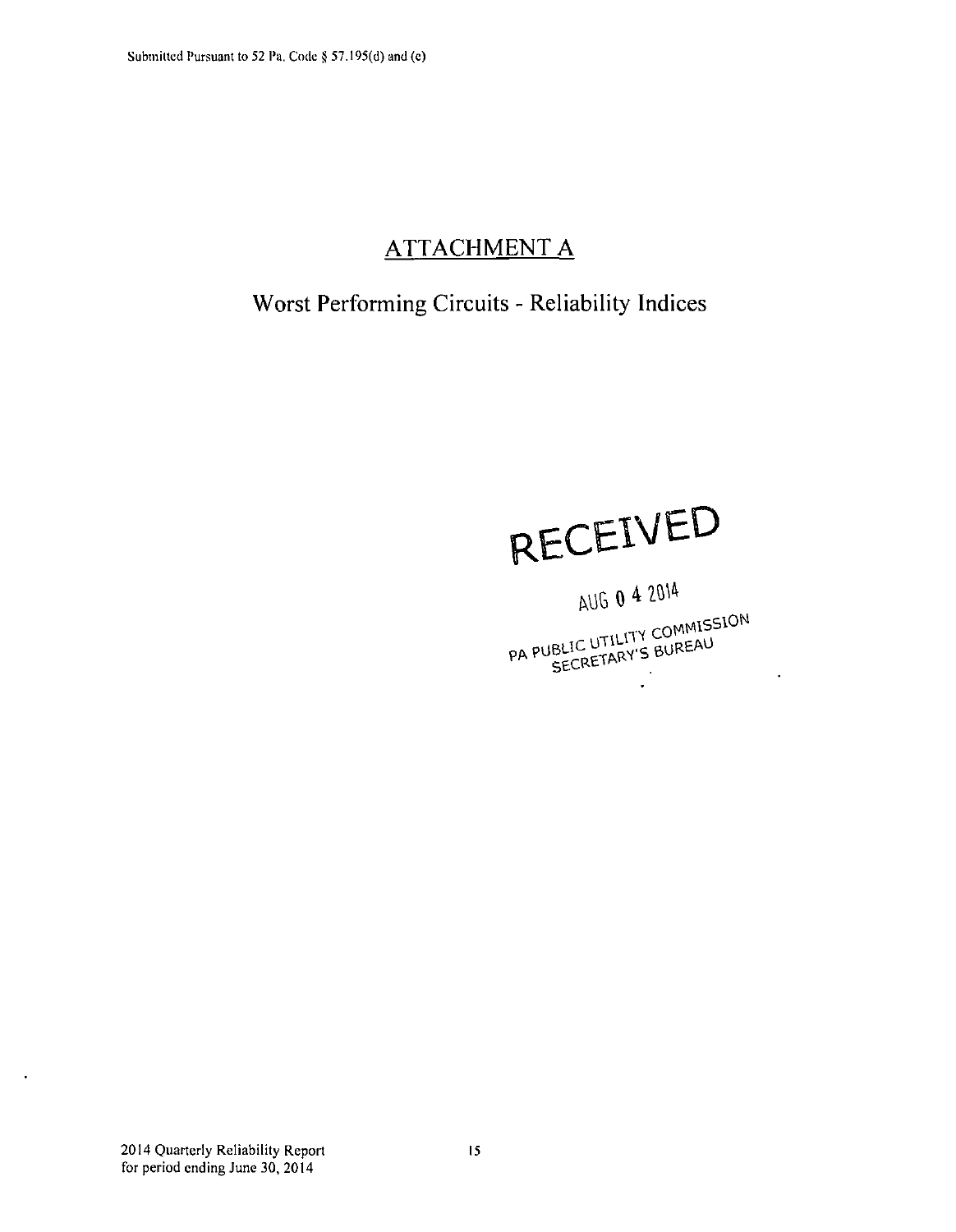# ATTACHMENT A

## Worst Performing Circuits - Reliability Indices

RECEIVED

AUG 0 4 2014

PA PUBLIC UTILITY COMMISSION
SECRETARY'S BUREAU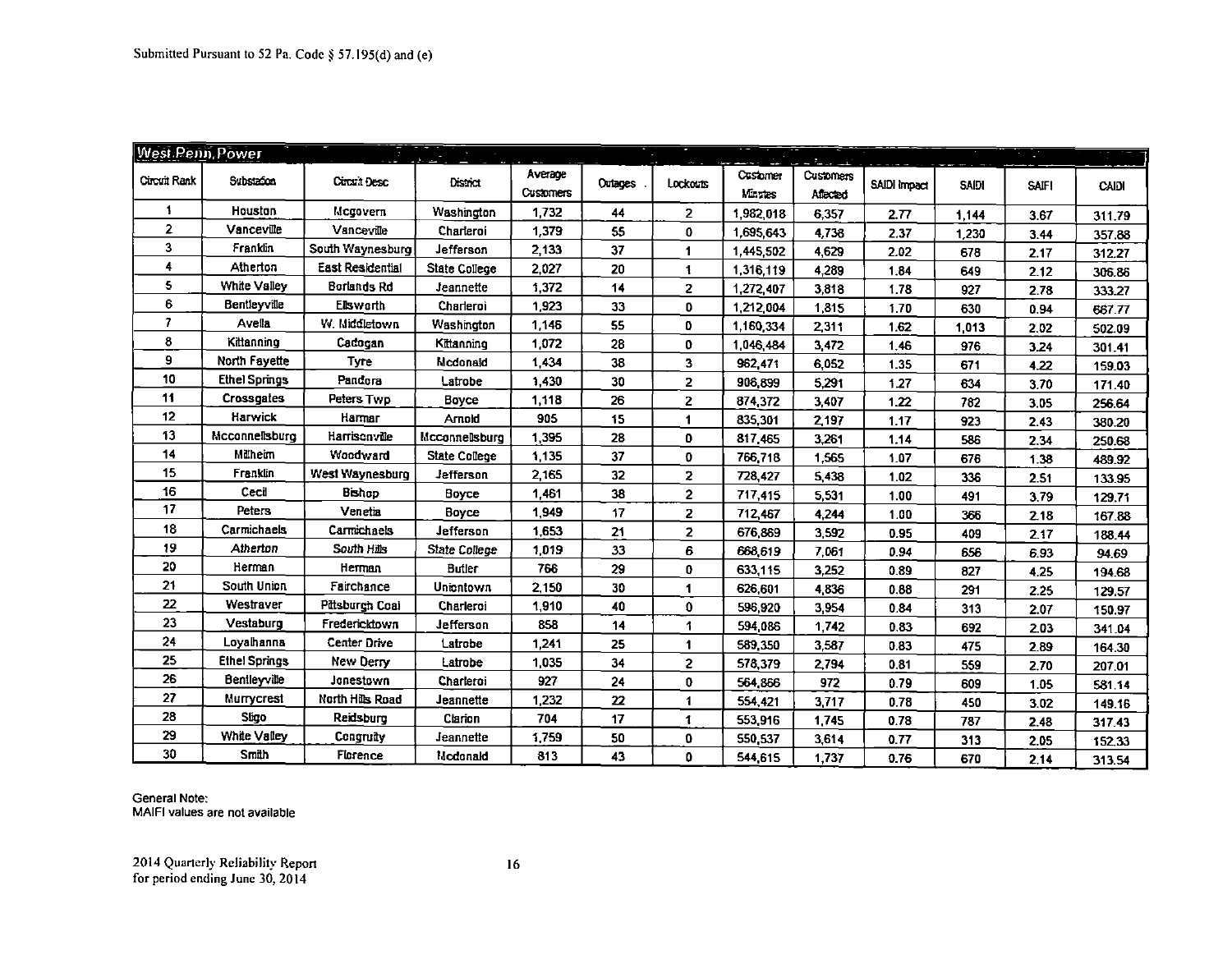Submitted Pursuant to 52 Pa. Code § 57.195(d) and (e)

| West Penn Power | | | | | | | | | | | | |
|---|---|---|---|---|---|---|---|---|---|---|---|---|
| Circuit Rank | Substation | Circuit Desc | District | Average Customers | Outages | Lockouts | Customer Minutes | Customers Affected | SAIDI Impact | SAIDI | SAIFI | CAIDI |
| 1 | Houston | Mcgovern | Washington | 1,732 | 44 | 2 | 1,982,018 | 6,357 | 2.77 | 1,144 | 3.67 | 311.79 |
| 2 | Vanceville | Vanceville | Charleroi | 1,379 | 55 | 0 | 1,695,643 | 4,738 | 2.37 | 1,230 | 3.44 | 357.88 |
| 3 | Franklin | South Waynesburg | Jefferson | 2,133 | 37 | 1 | 1,445,502 | 4,629 | 2.02 | 678 | 2.17 | 312.27 |
| 4 | Atherton | East Residential | State College | 2,027 | 20 | 1 | 1,316,119 | 4,289 | 1.84 | 649 | 2.12 | 306.86 |
| 5 | White Valley | Borlands Rd | Jeannette | 1,372 | 14 | 2 | 1,272,407 | 3,818 | 1.78 | 927 | 2.78 | 333.27 |
| 6 | Bentleyville | Ellsworth | Charleroi | 1,923 | 33 | 0 | 1,212,004 | 1,815 | 1.70 | 630 | 0.94 | 667.77 |
| 7 | Avella | W. Middletown | Washington | 1,146 | 55 | 0 | 1,160,334 | 2,311 | 1.62 | 1,013 | 2.02 | 502.09 |
| 8 | Kittanning | Cadogan | Kittanning | 1,072 | 28 | 0 | 1,046,484 | 3,472 | 1.46 | 976 | 3.24 | 301.41 |
| 9 | North Fayette | Tyre | Mcdonald | 1,434 | 38 | 3 | 962,471 | 6,052 | 1.35 | 671 | 4.22 | 159.03 |
| 10 | Ethel Springs | Pandora | Latrobe | 1,430 | 30 | 2 | 906,899 | 5,291 | 1.27 | 634 | 3.70 | 171.40 |
| 11 | Crossgates | Peters Twp | Boyce | 1,118 | 26 | 2 | 874,372 | 3,407 | 1.22 | 782 | 3.05 | 256.64 |
| 12 | Harwick | Harmar | Arnold | 905 | 15 | 1 | 835,301 | 2,197 | 1.17 | 923 | 2.43 | 380.20 |
| 13 | Mcconnellsburg | Harrisonville | Mcconnellsburg | 1,395 | 28 | 0 | 817,465 | 3,261 | 1.14 | 586 | 2.34 | 250.68 |
| 14 | Millheim | Woodward | State College | 1,135 | 37 | 0 | 766,718 | 1,565 | 1.07 | 676 | 1.38 | 489.92 |
| 15 | Franklin | West Waynesburg | Jefferson | 2,165 | 32 | 2 | 728,427 | 5,438 | 1.02 | 336 | 2.51 | 133.95 |
| 16 | Cecil | Bishop | Boyce | 1,461 | 38 | 2 | 717,415 | 5,531 | 1.00 | 491 | 3.79 | 129.71 |
| 17 | Peters | Venetia | Boyce | 1,949 | 17 | 2 | 712,467 | 4,244 | 1.00 | 366 | 2.18 | 167.88 |
| 18 | Carmichaels | Carmichaels | Jefferson | 1,653 | 21 | 2 | 676,869 | 3,592 | 0.95 | 409 | 2.17 | 188.44 |
| 19 | Atherton | South Hills | State College | 1,019 | 33 | 6 | 668,619 | 7,061 | 0.94 | 656 | 6.93 | 94.69 |
| 20 | Herman | Herman | Butler | 766 | 29 | 0 | 633,115 | 3,252 | 0.89 | 827 | 4.25 | 194.68 |
| 21 | South Union | Fairchance | Uniontown | 2,150 | 30 | 1 | 626,601 | 4,836 | 0.88 | 291 | 2.25 | 129.57 |
| 22 | Westraver | Pittsburgh Coal | Charleroi | 1,910 | 40 | 0 | 596,920 | 3,954 | 0.84 | 313 | 2.07 | 150.97 |
| 23 | Vestaburg | Fredericktown | Jefferson | 858 | 14 | 1 | 594,086 | 1,742 | 0.83 | 692 | 2.03 | 341.04 |
| 24 | Loyalhanna | Center Drive | Latrobe | 1,241 | 25 | 1 | 589,350 | 3,587 | 0.83 | 475 | 2.89 | 164.30 |
| 25 | Ethel Springs | New Derry | Latrobe | 1,035 | 34 | 2 | 578,379 | 2,794 | 0.81 | 559 | 2.70 | 207.01 |
| 26 | Bentleyville | Jonestown | Charleroi | 927 | 24 | 0 | 564,866 | 972 | 0.79 | 609 | 1.05 | 581.14 |
| 27 | Murrycrest | North Hills Road | Jeannette | 1,232 | 22 | 1 | 554,421 | 3,717 | 0.78 | 450 | 3.02 | 149.16 |
| 28 | Sligo | Reidsburg | Clarion | 704 | 17 | 1 | 553,916 | 1,745 | 0.78 | 787 | 2.48 | 317.43 |
| 29 | White Valley | Congruity | Jeannette | 1,759 | 50 | 0 | 550,537 | 3,614 | 0.77 | 313 | 2.05 | 152.33 |
| 30 | Smith | Florence | Mcdonald | 813 | 43 | 0 | 544,615 | 1,737 | 0.76 | 670 | 2.14 | 313.54 |

General Note:
MAIFI values are not available

2014 Quarterly Reliability Report
for period ending June 30, 2014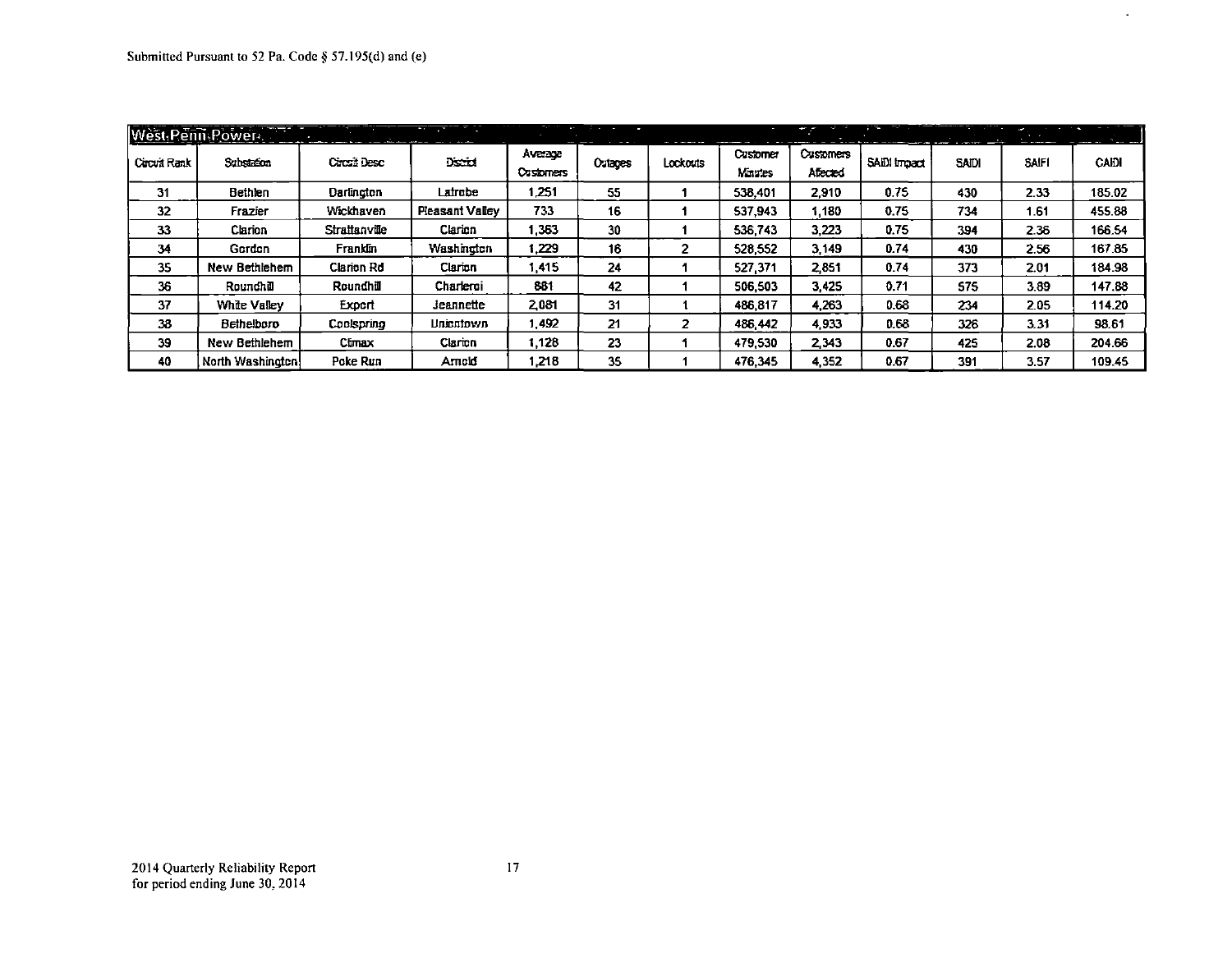Submitted Pursuant to 52 Pa. Code § 57.195(d) and (e)

| West Penn Power | | | | | | | | | | | | |
|---|---|---|---|---|---|---|---|---|---|---|---|---|
| Circuit Rank | Substation | Circuit Desc | District | Average Customers | Outages | Lockouts | Customer Minutes | Customers Affected | SAIDI Impact | SAIDI | SAIFI | CAIDI |
| 31 | Bethlen | Darlington | Latrobe | 1,251 | 55 | 1 | 538,401 | 2,910 | 0.75 | 430 | 2.33 | 185.02 |
| 32 | Frazier | Wickhaven | Pleasant Valley | 733 | 16 | 1 | 537,943 | 1,180 | 0.75 | 734 | 1.61 | 455.88 |
| 33 | Clarion | Strattanville | Clarion | 1,363 | 30 | 1 | 536,743 | 3,223 | 0.75 | 394 | 2.36 | 166.54 |
| 34 | Gordon | Franklin | Washington | 1,229 | 16 | 2 | 528,552 | 3,149 | 0.74 | 430 | 2.56 | 167.85 |
| 35 | New Bethlehem | Clarion Rd | Clarion | 1,415 | 24 | 1 | 527,371 | 2,851 | 0.74 | 373 | 2.01 | 184.98 |
| 36 | Roundhill | Roundhill | Charleroi | 881 | 42 | 1 | 506,503 | 3,425 | 0.71 | 575 | 3.89 | 147.88 |
| 37 | White Valley | Export | Jeannette | 2,081 | 31 | 1 | 486,817 | 4,263 | 0.68 | 234 | 2.05 | 114.20 |
| 38 | Bethelboro | Coolspring | Uniontown | 1,492 | 21 | 2 | 486,442 | 4,933 | 0.68 | 326 | 3.31 | 98.61 |
| 39 | New Bethlehem | Climax | Clarion | 1,128 | 23 | 1 | 479,530 | 2,343 | 0.67 | 425 | 2.08 | 204.66 |
| 40 | North Washington | Poke Run | Arnold | 1,218 | 35 | 1 | 476,345 | 4,352 | 0.67 | 391 | 3.57 | 109.45 |

2014 Quarterly Reliability Report
for period ending June 30, 2014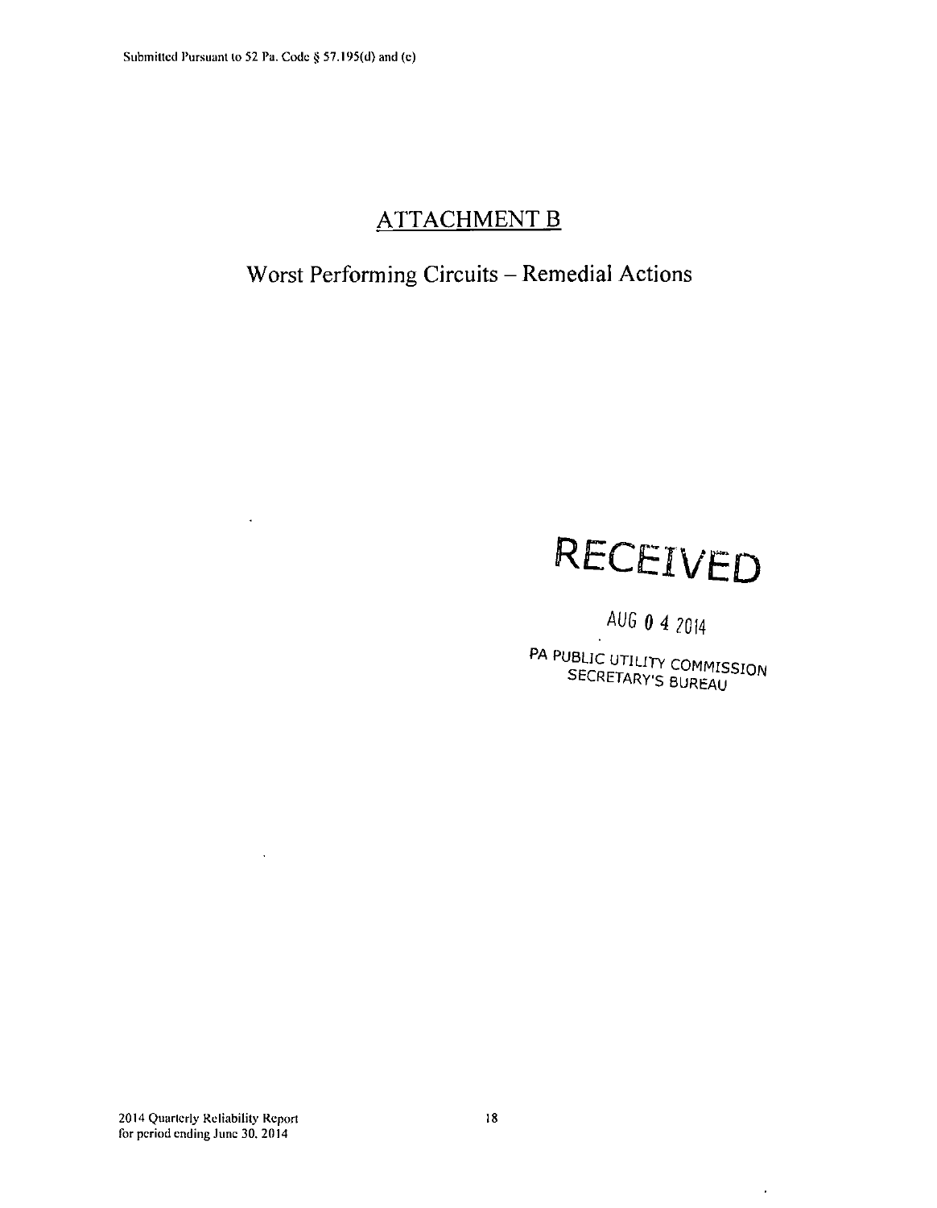# ATTACHMENT B

## Worst Performing Circuits – Remedial Actions

RECEIVED

AUG 0 4 2014

PA PUBLIC UTILITY COMMISSION
SECRETARY'S BUREAU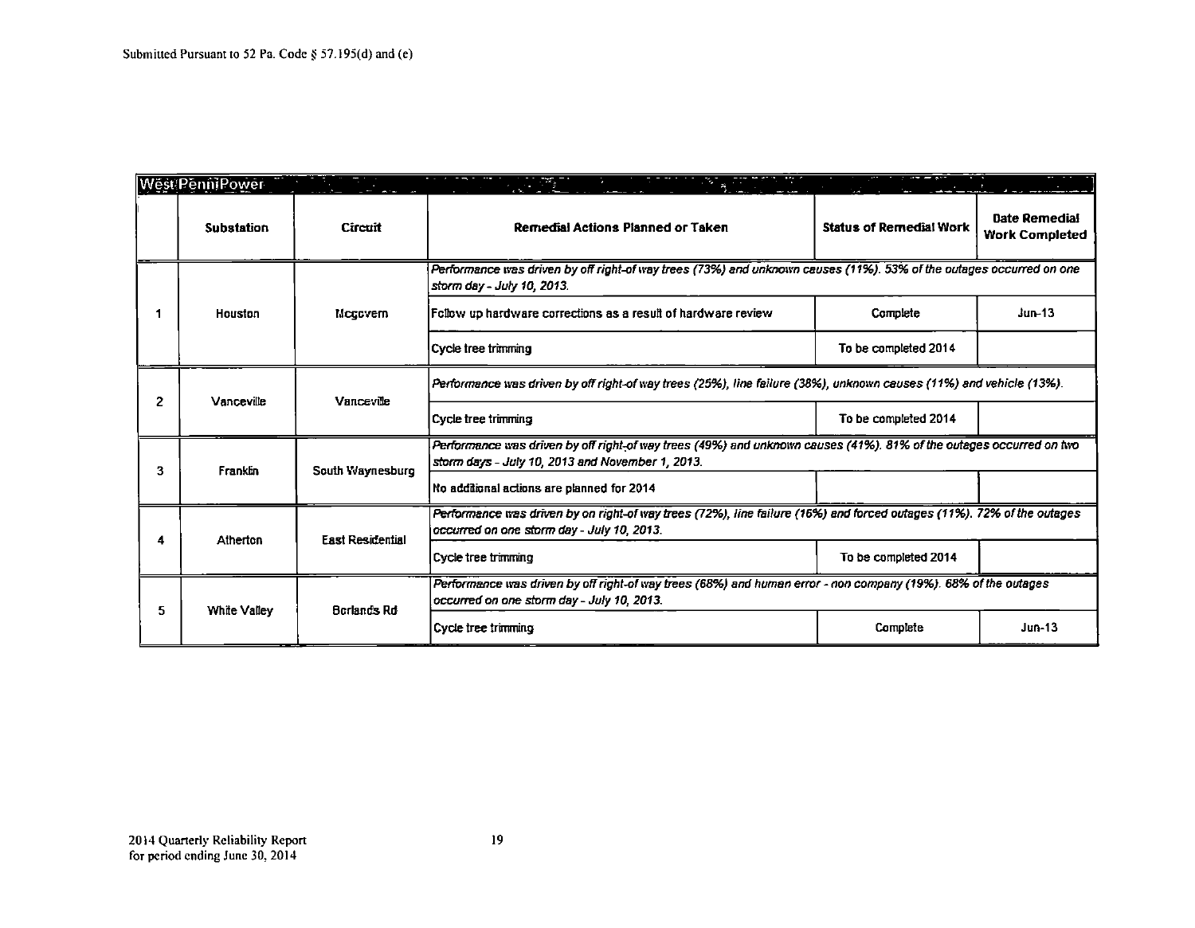Submitted Pursuant to 52 Pa. Code § 57.195(d) and (e)

| West Penn Power | | | | | |
|---|---|---|---|---|---|
| | **Substation** | **Circuit** | **Remedial Actions Planned or Taken** | **Status of Remedial Work** | **Date Remedial Work Completed** |
| 1 | Houston | Mcgovern | *Performance was driven by off right-of way trees (73%) and unknown causes (11%). 53% of the outages occurred on one storm day - July 10, 2013.* | | |
| | | | Follow up hardware corrections as a result of hardware review | Complete | Jun-13 |
| | | | Cycle tree trimming | To be completed 2014 | |
| 2 | Vanceville | Vanceville | *Performance was driven by off right-of way trees (25%), line failure (38%), unknown causes (11%) and vehicle (13%).* | | |
| | | | Cycle tree trimming | To be completed 2014 | |
| 3 | Franklin | South Waynesburg | *Performance was driven by off right-of way trees (49%) and unknown causes (41%). 81% of the outages occurred on two storm days - July 10, 2013 and November 1, 2013.* | | |
| | | | No additional actions are planned for 2014 | | |
| 4 | Atherton | East Residential | *Performance was driven by on right-of way trees (72%), line failure (16%) and forced outages (11%). 72% of the outages occurred on one storm day - July 10, 2013.* | | |
| | | | Cycle tree trimming | To be completed 2014 | |
| 5 | White Valley | Borlands Rd | *Performance was driven by off right-of way trees (68%) and human error - non company (19%). 68% of the outages occurred on one storm day - July 10, 2013.* | | |
| | | | Cycle tree trimming | Complete | Jun-13 |

2014 Quarterly Reliability Report
for period ending June 30, 2014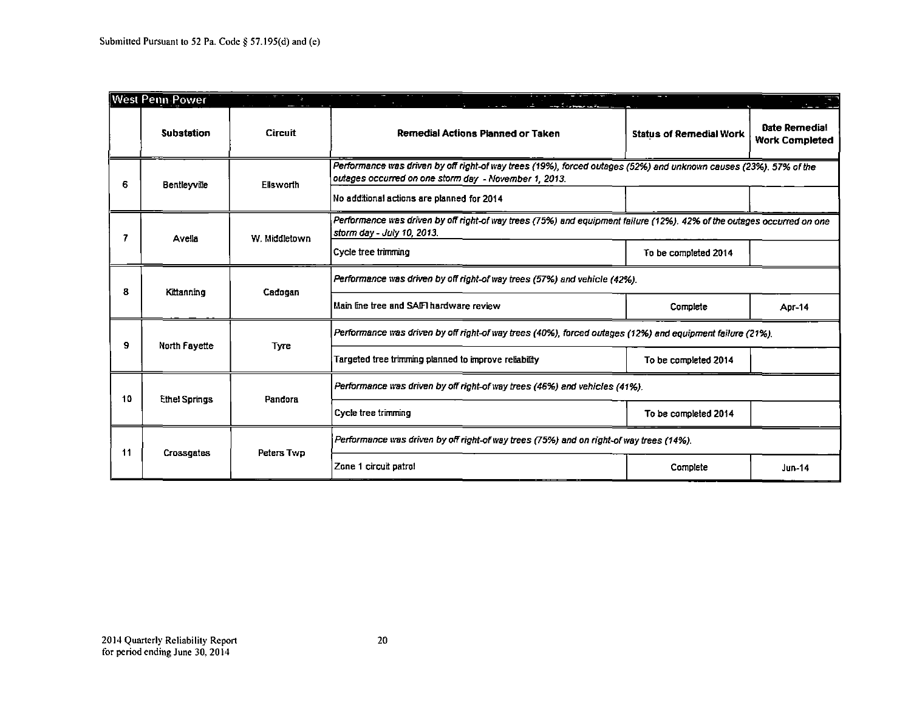Submitted Pursuant to 52 Pa. Code § 57.195(d) and (e)

| West Penn Power | | | | | |
|---|---|---|---|---|---|
| | **Substation** | **Circuit** | **Remedial Actions Planned or Taken** | **Status of Remedial Work** | **Date Remedial Work Completed** |
| 6 | Bentleyville | Ellsworth | *Performance was driven by off right-of way trees (19%), forced outages (52%) and unknown causes (23%). 57% of the outages occurred on one storm day - November 1, 2013.* | | |
| | | | No additional actions are planned for 2014 | | |
| 7 | Avella | W. Middletown | *Performance was driven by off right-of way trees (75%) and equipment failure (12%). 42% of the outages occurred on one storm day - July 10, 2013.* | | |
| | | | Cycle tree trimming | To be completed 2014 | |
| 8 | Kittanning | Cadogan | *Performance was driven by off right-of way trees (57%) and vehicle (42%).* | | |
| | | | Main line tree and SAIFI hardware review | Complete | Apr-14 |
| 9 | North Fayette | Tyre | *Performance was driven by off right-of way trees (40%), forced outages (12%) and equipment failure (21%).* | | |
| | | | Targeted tree trimming planned to improve reliability | To be completed 2014 | |
| 10 | Ethel Springs | Pandora | *Performance was driven by off right-of way trees (46%) and vehicles (41%).* | | |
| | | | Cycle tree trimming | To be completed 2014 | |
| 11 | Crossgates | Peters Twp | *Performance was driven by off right-of way trees (75%) and on right-of way trees (14%).* | | |
| | | | Zone 1 circuit patrol | Complete | Jun-14 |

2014 Quarterly Reliability Report
for period ending June 30, 2014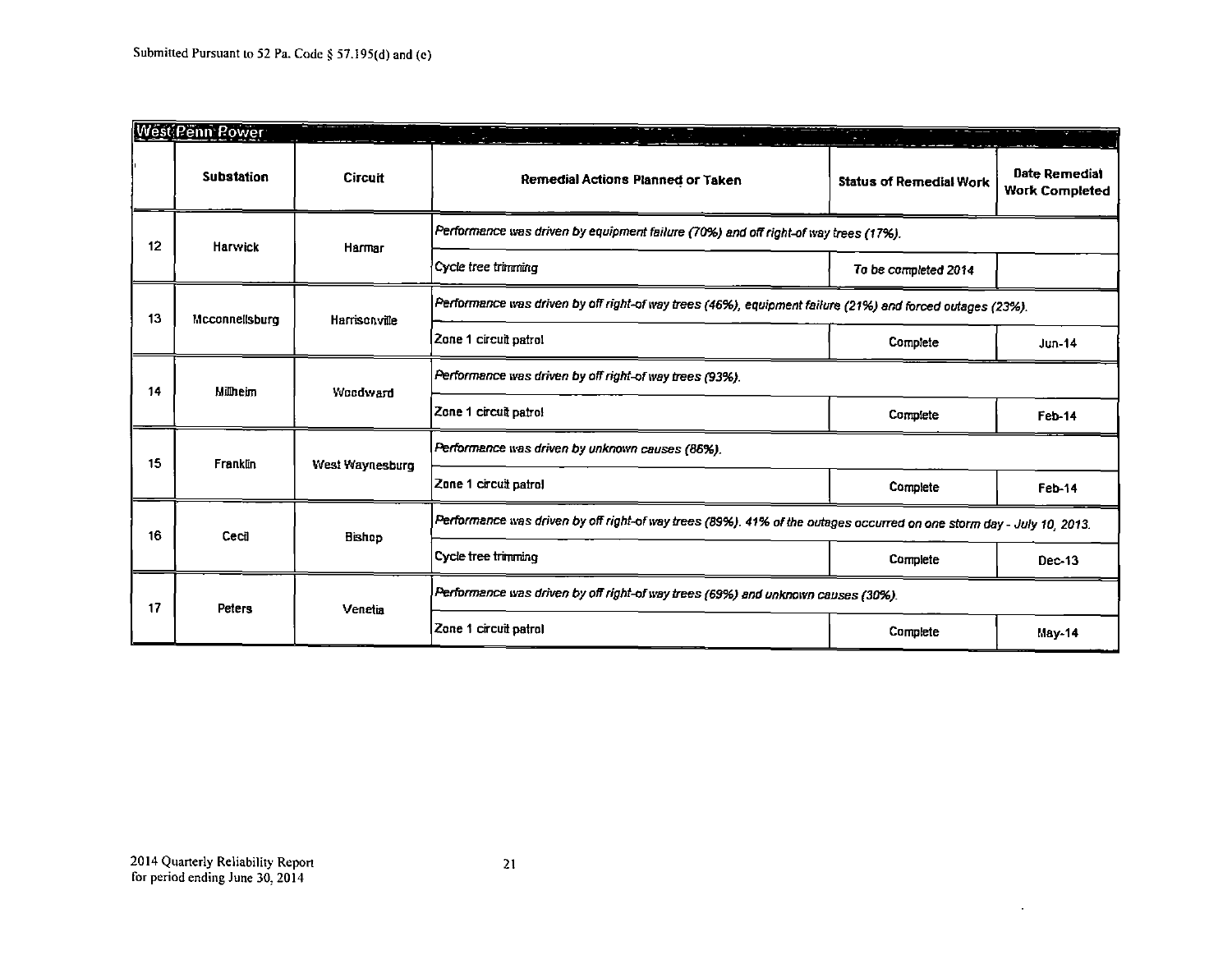Submitted Pursuant to 52 Pa. Code § 57.195(d) and (e)

| West Penn Power | | | | | |
|---|---|---|---|---|---|
| | **Substation** | **Circuit** | **Remedial Actions Planned or Taken** | **Status of Remedial Work** | **Date Remedial Work Completed** |
| 12 | Harwick | Harmar | *Performance was driven by equipment failure (70%) and off right-of way trees (17%).* | | |
| | | | Cycle tree trimming | *To be completed 2014* | |
| 13 | Mcconnellsburg | Harrisonville | *Performance was driven by off right-of way trees (46%), equipment failure (21%) and forced outages (23%).* | | |
| | | | Zone 1 circuit patrol | Complete | Jun-14 |
| 14 | Millheim | Woodward | *Performance was driven by off right-of way trees (93%).* | | |
| | | | Zone 1 circuit patrol | Complete | Feb-14 |
| 15 | Franklin | West Waynesburg | *Performance was driven by unknown causes (86%).* | | |
| | | | Zone 1 circuit patrol | Complete | Feb-14 |
| 16 | Cecil | Bishop | *Performance was driven by off right-of way trees (89%). 41% of the outages occurred on one storm day - July 10, 2013.* | | |
| | | | Cycle tree trimming | Complete | Dec-13 |
| 17 | Peters | Venetia | *Performance was driven by off right-of way trees (69%) and unknown causes (30%).* | | |
| | | | Zone 1 circuit patrol | Complete | May-14 |

2014 Quarterly Reliability Report
for period ending June 30, 2014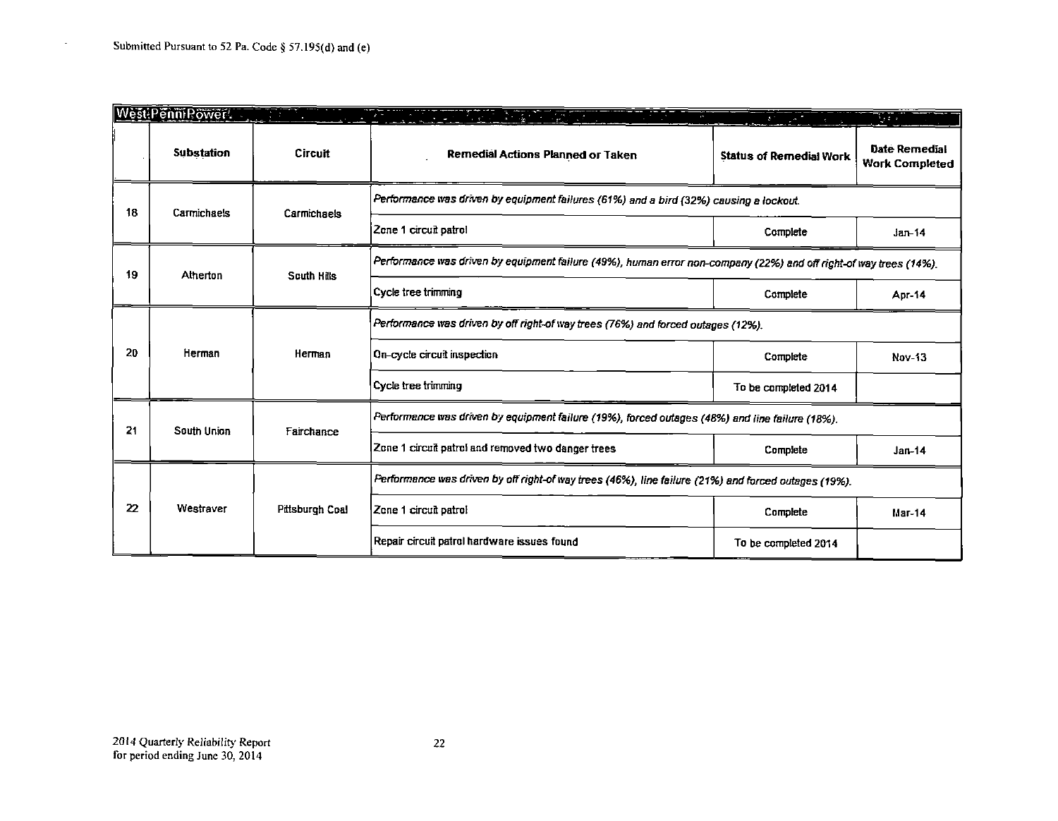Submitted Pursuant to 52 Pa. Code § 57.195(d) and (e)

| West Penn Power | | | | | |
|---|---|---|---|---|---|
| | **Substation** | **Circuit** | **Remedial Actions Planned or Taken** | **Status of Remedial Work** | **Date Remedial Work Completed** |
| 18 | Carmichaels | Carmichaels | *Performance was driven by equipment failures (61%) and a bird (32%) causing a lockout.* | | |
| | | | Zone 1 circuit patrol | Complete | Jan-14 |
| 19 | Atherton | South Hills | *Performance was driven by equipment failure (49%), human error non-company (22%) and off right-of way trees (14%).* | | |
| | | | Cycle tree trimming | Complete | Apr-14 |
| 20 | Herman | Herman | *Performance was driven by off right-of way trees (76%) and forced outages (12%).* | | |
| | | | On-cycle circuit inspection | Complete | Nov-13 |
| | | | Cycle tree trimming | To be completed 2014 | |
| 21 | South Union | Fairchance | *Performance was driven by equipment failure (19%), forced outages (48%) and line failure (18%).* | | |
| | | | Zone 1 circuit patrol and removed two danger trees | Complete | Jan-14 |
| 22 | Westraver | Pittsburgh Coal | *Performance was driven by off right-of way trees (46%), line failure (21%) and forced outages (19%).* | | |
| | | | Zone 1 circuit patrol | Complete | Mar-14 |
| | | | Repair circuit patrol hardware issues found | To be completed 2014 | |

2014 Quarterly Reliability Report
for period ending June 30, 2014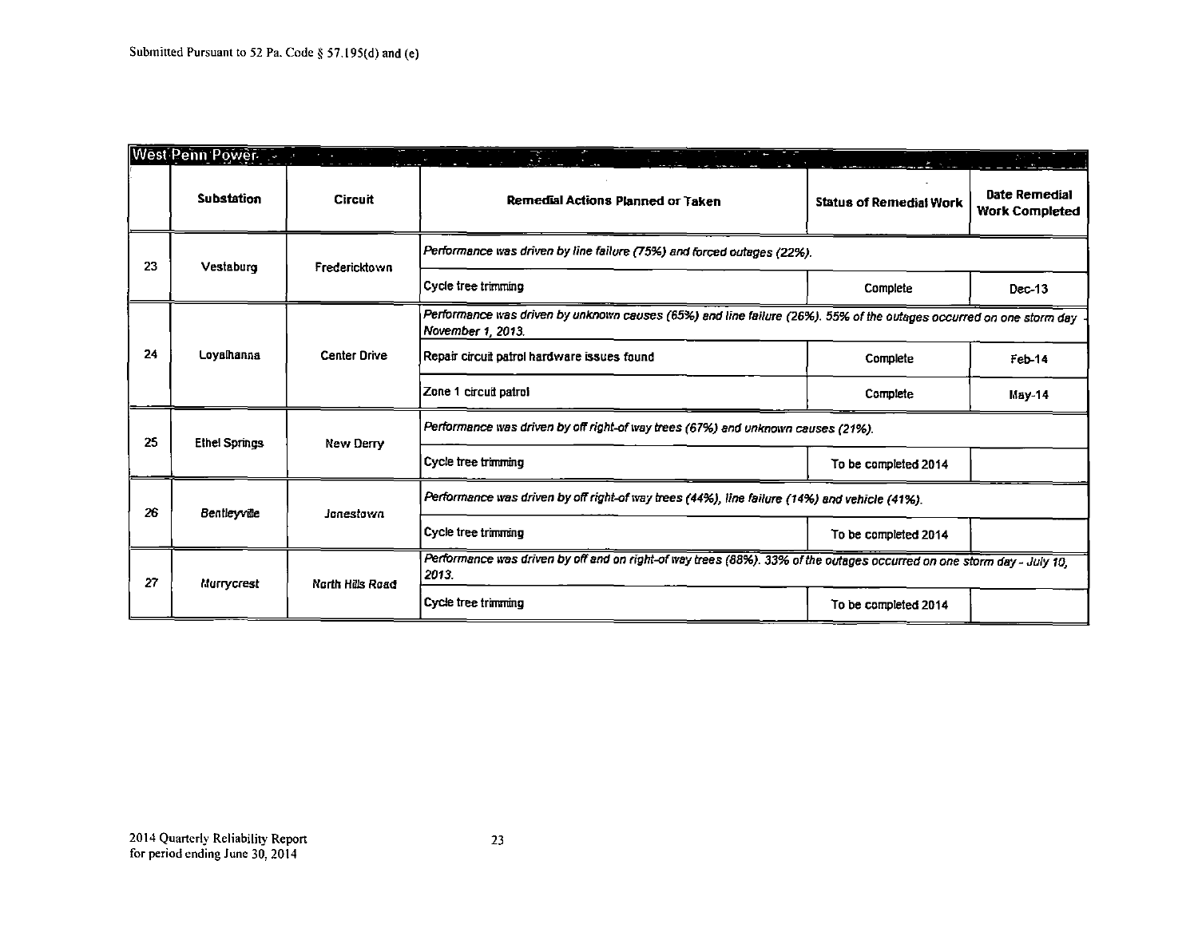Submitted Pursuant to 52 Pa. Code § 57.195(d) and (e)

| West Penn Power | | | | | |
|---|---|---|---|---|---|
| | **Substation** | **Circuit** | **Remedial Actions Planned or Taken** | **Status of Remedial Work** | **Date Remedial Work Completed** |
| 23 | Vestaburg | Fredericktown | *Performance was driven by line failure (75%) and forced outages (22%).* | | |
| | | | Cycle tree trimming | Complete | Dec-13 |
| 24 | Loyalhanna | Center Drive | *Performance was driven by unknown causes (65%) and line failure (26%). 55% of the outages occurred on one storm day - November 1, 2013.* | | |
| | | | Repair circuit patrol hardware issues found | Complete | Feb-14 |
| | | | Zone 1 circuit patrol | Complete | May-14 |
| 25 | Ethel Springs | New Derry | *Performance was driven by off right-of way trees (67%) and unknown causes (21%).* | | |
| | | | Cycle tree trimming | To be completed 2014 | |
| 26 | Bentleyville | Jonestown | *Performance was driven by off right-of way trees (44%), line failure (14%) and vehicle (41%).* | | |
| | | | Cycle tree trimming | To be completed 2014 | |
| 27 | Murrycrest | North Hills Road | *Performance was driven by off and on right-of way trees (88%). 33% of the outages occurred on one storm day - July 10, 2013.* | | |
| | | | Cycle tree trimming | To be completed 2014 | |

2014 Quarterly Reliability Report
for period ending June 30, 2014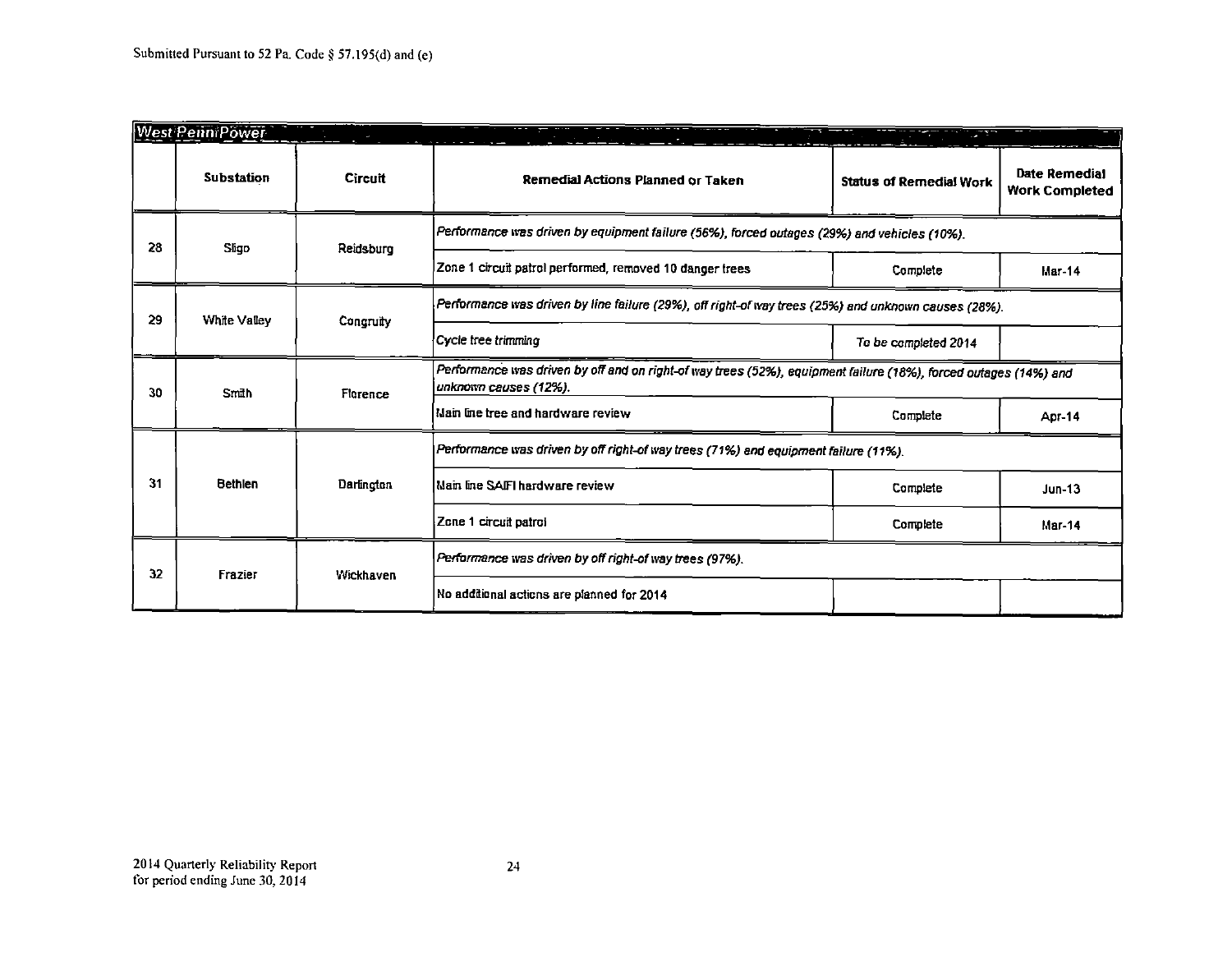Submitted Pursuant to 52 Pa. Code § 57.195(d) and (e)

| West Penn Power | | | | | |
|---|---|---|---|---|---|
| | **Substation** | **Circuit** | **Remedial Actions Planned or Taken** | **Status of Remedial Work** | **Date Remedial Work Completed** |
| 28 | Sligo | Reidsburg | *Performance was driven by equipment failure (56%), forced outages (29%) and vehicles (10%).* | | |
| | | | Zone 1 circuit patrol performed, removed 10 danger trees | Complete | Mar-14 |
| 29 | White Valley | Congruity | *Performance was driven by line failure (29%), off right-of way trees (25%) and unknown causes (28%).* | | |
| | | | Cycle tree trimming | To be completed 2014 | |
| 30 | Smith | Florence | *Performance was driven by off and on right-of way trees (52%), equipment failure (18%), forced outages (14%) and unknown causes (12%).* | | |
| | | | Main line tree and hardware review | Complete | Apr-14 |
| 31 | Bethlen | Darlington | *Performance was driven by off right-of way trees (71%) and equipment failure (11%).* | | |
| | | | Main line SAIFI hardware review | Complete | Jun-13 |
| | | | Zone 1 circuit patrol | Complete | Mar-14 |
| 32 | Frazier | Wickhaven | *Performance was driven by off right-of way trees (97%).* | | |
| | | | No additional actions are planned for 2014 | | |

2014 Quarterly Reliability Report
for period ending June 30, 2014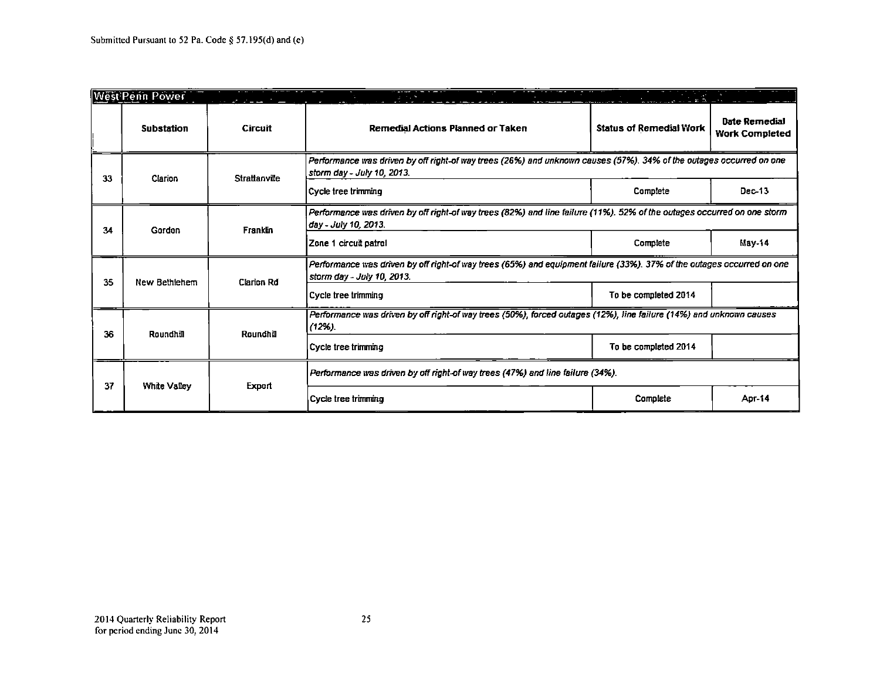Submitted Pursuant to 52 Pa. Code § 57.195(d) and (e)

| West Penn Power | | | | | |
|---|---|---|---|---|---|
| | **Substation** | **Circuit** | **Remedial Actions Planned or Taken** | **Status of Remedial Work** | **Date Remedial Work Completed** |
| 33 | Clarion | Strattanville | *Performance was driven by off right-of way trees (26%) and unknown causes (57%). 34% of the outages occurred on one storm day - July 10, 2013.* | | |
| | | | Cycle tree trimming | Complete | Dec-13 |
| 34 | Gordon | Franklin | *Performance was driven by off right-of way trees (82%) and line failure (11%). 52% of the outages occurred on one storm day - July 10, 2013.* | | |
| | | | Zone 1 circuit patrol | Complete | May-14 |
| 35 | New Bethlehem | Clarion Rd | *Performance was driven by off right-of way trees (65%) and equipment failure (33%). 37% of the outages occurred on one storm day - July 10, 2013.* | | |
| | | | Cycle tree trimming | To be completed 2014 | |
| 36 | Roundhill | Roundhill | *Performance was driven by off right-of way trees (50%), forced outages (12%), line failure (14%) and unknown causes (12%).* | | |
| | | | Cycle tree trimming | To be completed 2014 | |
| 37 | White Valley | Export | *Performance was driven by off right-of way trees (47%) and line failure (34%).* | | |
| | | | Cycle tree trimming | Complete | Apr-14 |

2014 Quarterly Reliability Report
for period ending June 30, 2014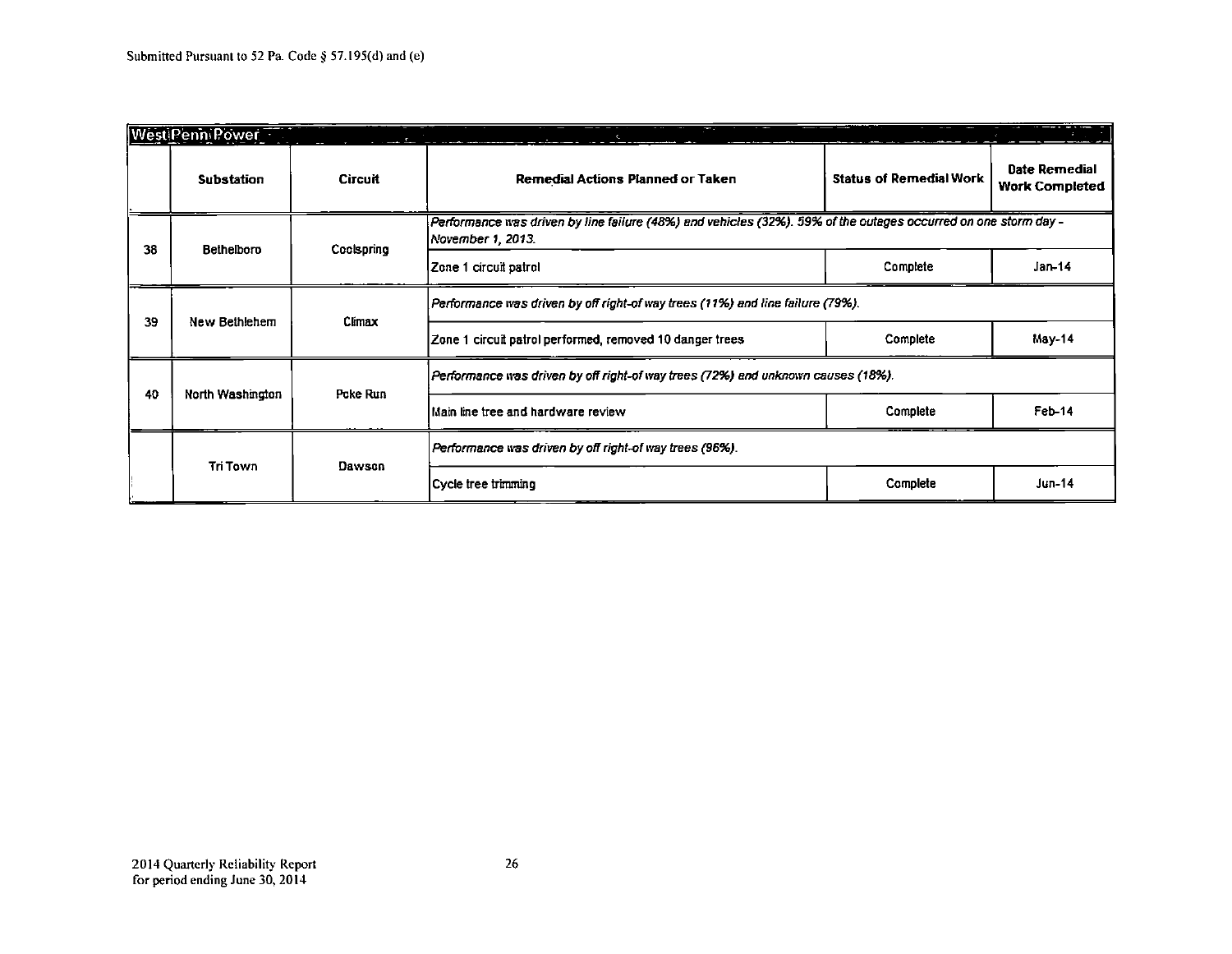Submitted Pursuant to 52 Pa. Code § 57.195(d) and (e)

**West Penn Power**

| | Substation | Circuit | Remedial Actions Planned or Taken | Status of Remedial Work | Date Remedial Work Completed |
|---|---|---|---|---|---|
| 38 | Bethelboro | Coolspring | *Performance was driven by line failure (48%) and vehicles (32%). 59% of the outages occurred on one storm day - November 1, 2013.* | | |
| | | | Zone 1 circuit patrol | Complete | Jan-14 |
| 39 | New Bethlehem | Climax | *Performance was driven by off right-of way trees (11%) and line failure (79%).* | | |
| | | | Zone 1 circuit patrol performed, removed 10 danger trees | Complete | May-14 |
| 40 | North Washington | Poke Run | *Performance was driven by off right-of way trees (72%) and unknown causes (18%).* | | |
| | | | Main line tree and hardware review | Complete | Feb-14 |
| | Tri Town | Dawson | *Performance was driven by off right-of way trees (96%).* | | |
| | | | Cycle tree trimming | Complete | Jun-14 |

2014 Quarterly Reliability Report
for period ending June 30, 2014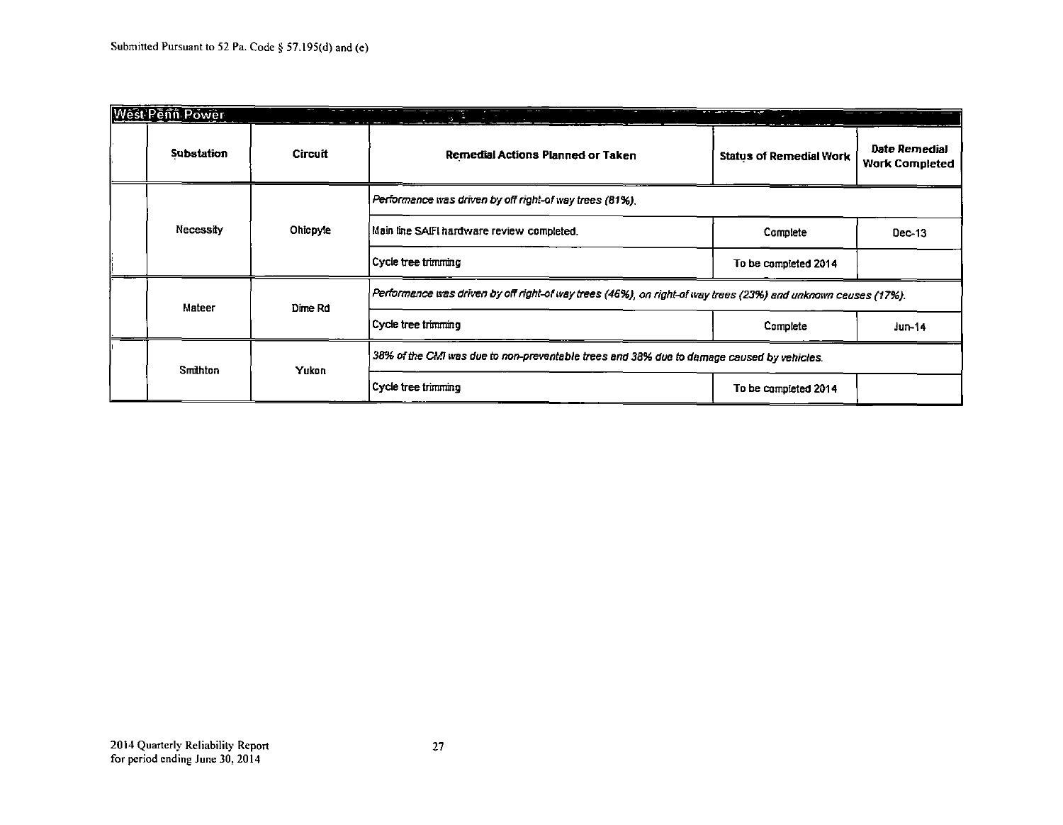Submitted Pursuant to 52 Pa. Code § 57.195(d) and (e)

| West Penn Power | | | | | |
|---|---|---|---|---|---|
| | **Substation** | **Circuit** | **Remedial Actions Planned or Taken** | **Status of Remedial Work** | **Date Remedial Work Completed** |
| | Necessity | Ohiopyle | *Performance was driven by off right-of way trees (81%).* | | |
| | | | Main line SAIFI hardware review completed. | Complete | Dec-13 |
| | | | Cycle tree trimming | To be completed 2014 | |
| | Mateer | Dime Rd | *Performance was driven by off right-of way trees (46%), on right-of way trees (23%) and unknown causes (17%).* | | |
| | | | Cycle tree trimming | Complete | Jun-14 |
| | Smithton | Yukon | *38% of the CMI was due to non-preventable trees and 38% due to damage caused by vehicles.* | | |
| | | | Cycle tree trimming | To be completed 2014 | |

2014 Quarterly Reliability Report
for period ending June 30, 2014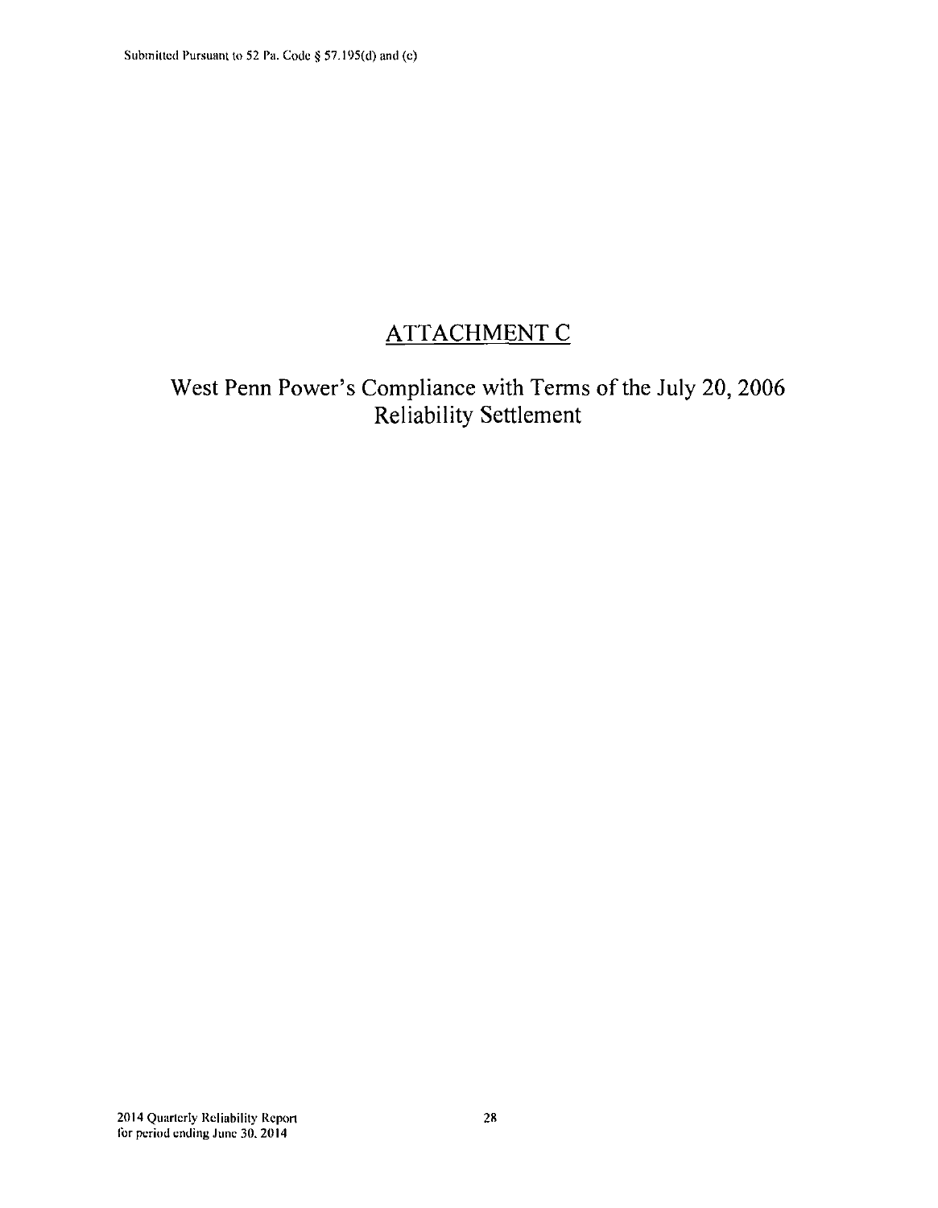# ATTACHMENT C

## West Penn Power's Compliance with Terms of the July 20, 2006 Reliability Settlement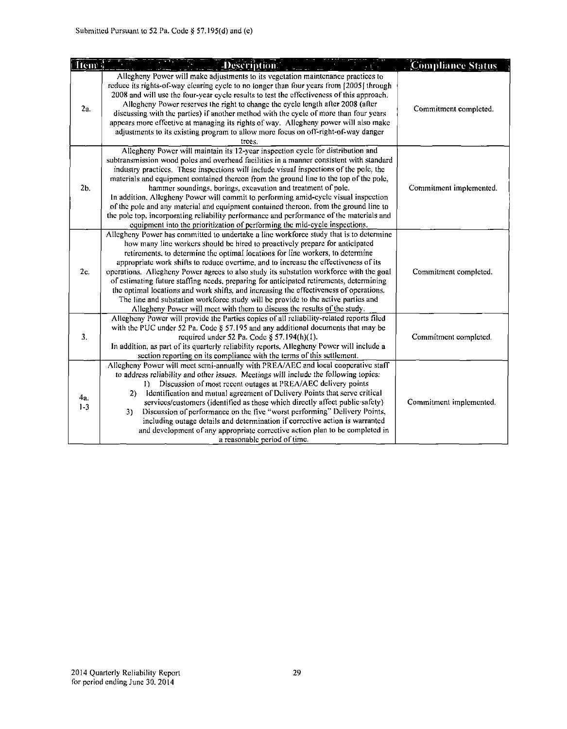| Item | Description | Compliance Status |
|---|---|---|
| 2a. | Allegheny Power will make adjustments to its vegetation maintenance practices to reduce its rights-of-way clearing cycle to no longer than four years from [2005] through 2008 and will use the four-year cycle results to test the effectiveness of this approach. Allegheny Power reserves the right to change the cycle length after 2008 (after discussing with the parties) if another method with the cycle of more than four years appears more effective at managing its rights of way. Allegheny power will also make adjustments to its existing program to allow more focus on off-right-of-way danger trees. | Commitment completed. |
| 2b. | Allegheny Power will maintain its 12-year inspection cycle for distribution and subtransmission wood poles and overhead facilities in a manner consistent with standard industry practices. These inspections will include visual inspections of the pole, the materials and equipment contained thereon from the ground line to the top of the pole, hammer soundings, borings, excavation and treatment of pole. In addition, Allegheny Power will commit to performing amid-cycle visual inspection of the pole and any material and equipment contained thereon, from the ground line to the pole top, incorporating reliability performance and performance of the materials and equipment into the prioritization of performing the mid-cycle inspections. | Commitment implemented. |
| 2c. | Allegheny Power has committed to undertake a line workforce study that is to determine how many line workers should be hired to proactively prepare for anticipated retirements, to determine the optimal locations for line workers, to determine appropriate work shifts to reduce overtime, and to increase the effectiveness of its operations. Allegheny Power agrees to also study its substation workforce with the goal of estimating future staffing needs, preparing for anticipated retirements, determining the optimal locations and work shifts, and increasing the effectiveness of operations. The line and substation workforce study will be provide to the active parties and Allegheny Power will meet with them to discuss the results of the study. | Commitment completed. |
| 3. | Allegheny Power will provide the Parties copies of all reliability-related reports filed with the PUC under 52 Pa. Code § 57.195 and any additional documents that may be required under 52 Pa. Code § 57.194(h)(1). In addition, as part of its quarterly reliability reports, Allegheny Power will include a section reporting on its compliance with the terms of this settlement. | Commitment completed. |
| 4a. 1-3 | Allegheny Power will meet semi-annually with PREA/AEC and local cooperative staff to address reliability and other issues. Meetings will include the following topics: 1) Discussion of most recent outages at PREA/AEC delivery points 2) Identification and mutual agreement of Delivery Points that serve critical services/customers (identified as those which directly affect public safety) 3) Discussion of performance on the five "worst performing" Delivery Points, including outage details and determination if corrective action is warranted and development of any appropriate corrective action plan to be completed in a reasonable period of time. | Commitment implemented. |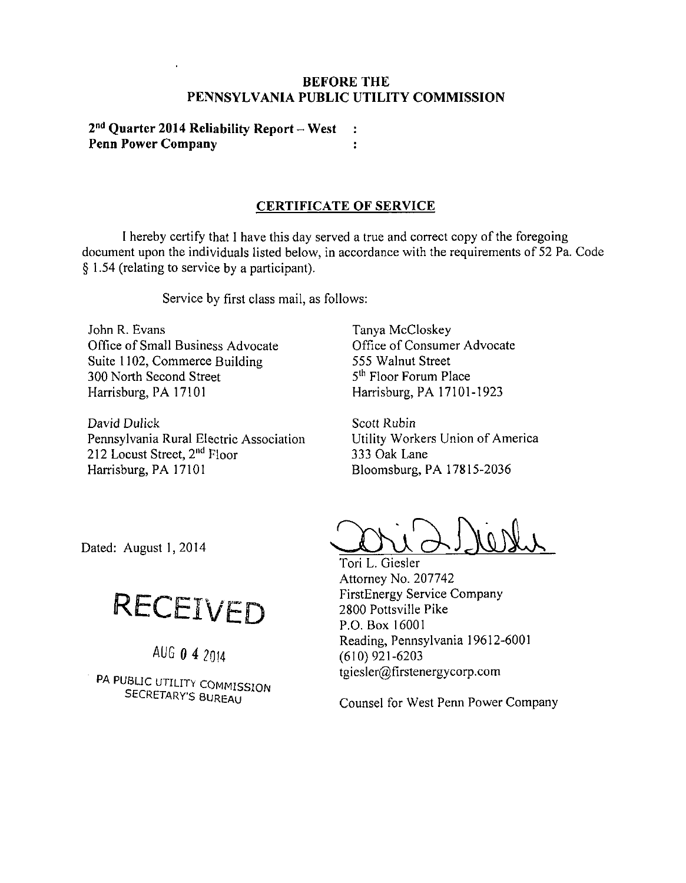**BEFORE THE**
**PENNSYLVANIA PUBLIC UTILITY COMMISSION**

**2nd Quarter 2014 Reliability Report – West Penn Power Company** :
:

**CERTIFICATE OF SERVICE**

I hereby certify that I have this day served a true and correct copy of the foregoing document upon the individuals listed below, in accordance with the requirements of 52 Pa. Code § 1.54 (relating to service by a participant).

Service by first class mail, as follows:

John R. Evans
Office of Small Business Advocate
Suite 1102, Commerce Building
300 North Second Street
Harrisburg, PA 17101

Tanya McCloskey
Office of Consumer Advocate
555 Walnut Street
5th Floor Forum Place
Harrisburg, PA 17101-1923

*David Dulick*
Pennsylvania Rural Electric Association
212 Locust Street, 2nd Floor
Harrisburg, PA 17101

*Scott Rubin*
Utility Workers Union of America
333 Oak Lane
Bloomsburg, PA 17815-2036

Dated: August 1, 2014

RECEIVED

AUG 04 2014

PA PUBLIC UTILITY COMMISSION
SECRETARY'S BUREAU

Tori L. Giesler
Attorney No. 207742
FirstEnergy Service Company
2800 Pottsville Pike
P.O. Box 16001
Reading, Pennsylvania 19612-6001
(610) 921-6203
tgiesler@firstenergycorp.com

Counsel for West Penn Power Company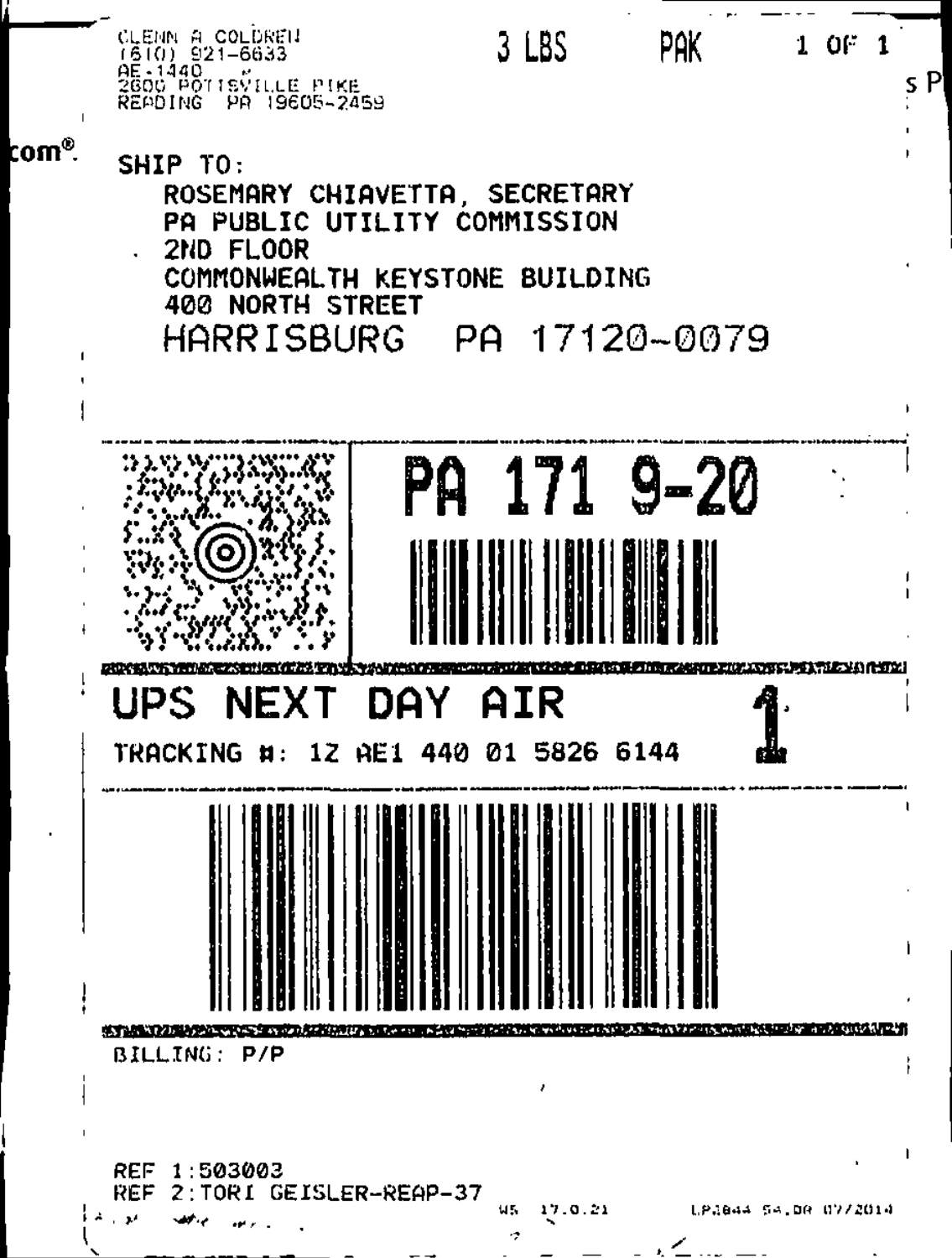CLENN A COLDREN
(610) 921-6633
AE-1440
2800 POTTSVILLE PIKE
READING PA 19605-2459

3 LBS PAK 1 OF 1

SHIP TO:

ROSEMARY CHIAVETTA, SECRETARY
PA PUBLIC UTILITY COMMISSION
2ND FLOOR
COMMONWEALTH KEYSTONE BUILDING
400 NORTH STREET
HARRISBURG PA 17120-0079

PA 171 9-20

UPS NEXT DAY AIR 1

TRACKING #: 1Z AE1 440 01 5826 6144

BILLING: P/P

REF 1:503003
REF 2:TORI GEISLER-REAP-37

WS 17.0.21 LP2844 54.0A 07/2014